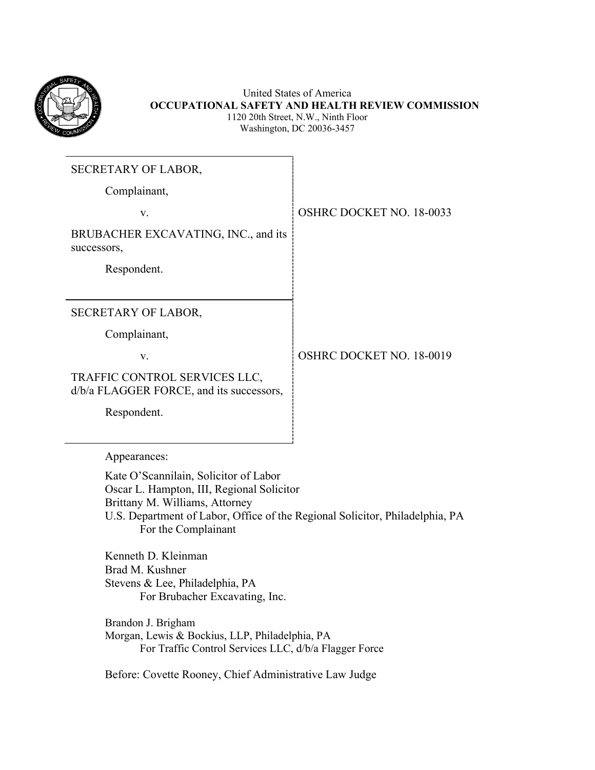United States of America
**OCCUPATIONAL SAFETY AND HEALTH REVIEW COMMISSION**
1120 20th Street, N.W., Ninth Floor
Washington, DC 20036-3457

| | |
|---|---|
| SECRETARY OF LABOR,<br><br>Complainant,<br><br>v.<br><br>BRUBACHER EXCAVATING, INC., and its successors,<br><br>Respondent. | OSHRC DOCKET NO. 18-0033 |
| SECRETARY OF LABOR,<br><br>Complainant,<br><br>v.<br><br>TRAFFIC CONTROL SERVICES LLC, d/b/a FLAGGER FORCE, and its successors,<br><br>Respondent. | OSHRC DOCKET NO. 18-0019 |

Appearances:

Kate O'Scannilain, Solicitor of Labor
Oscar L. Hampton, III, Regional Solicitor
Brittany M. Williams, Attorney
U.S. Department of Labor, Office of the Regional Solicitor, Philadelphia, PA
For the Complainant

Kenneth D. Kleinman
Brad M. Kushner
Stevens & Lee, Philadelphia, PA
For Brubacher Excavating, Inc.

Brandon J. Brigham
Morgan, Lewis & Bockius, LLP, Philadelphia, PA
For Traffic Control Services LLC, d/b/a Flagger Force

Before: Covette Rooney, Chief Administrative Law Judge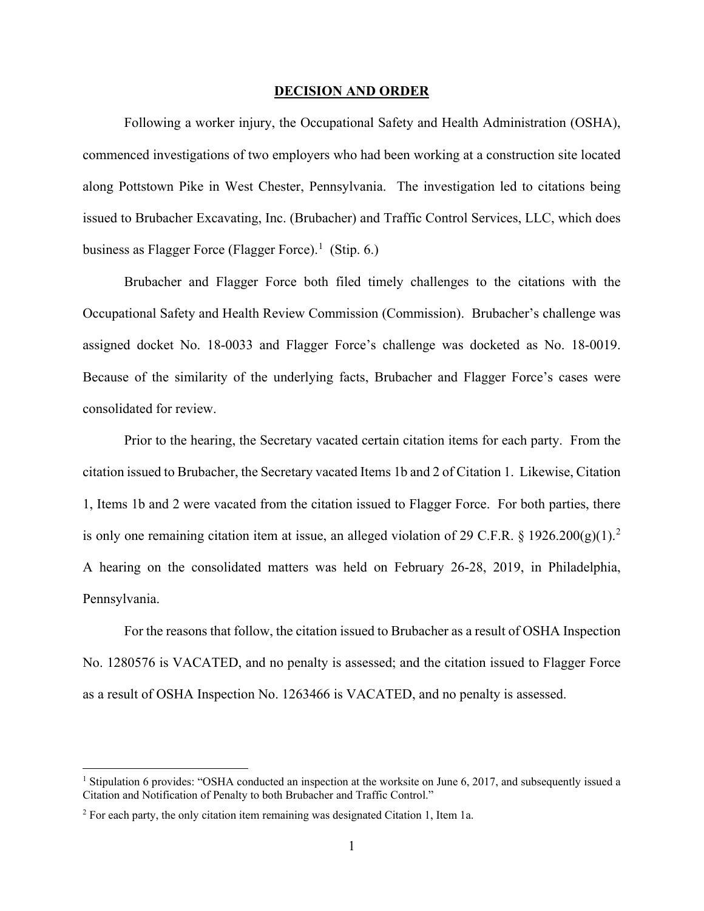## DECISION AND ORDER

Following a worker injury, the Occupational Safety and Health Administration (OSHA), commenced investigations of two employers who had been working at a construction site located along Pottstown Pike in West Chester, Pennsylvania. The investigation led to citations being issued to Brubacher Excavating, Inc. (Brubacher) and Traffic Control Services, LLC, which does business as Flagger Force (Flagger Force).[1] (Stip. 6.)

Brubacher and Flagger Force both filed timely challenges to the citations with the Occupational Safety and Health Review Commission (Commission). Brubacher's challenge was assigned docket No. 18-0033 and Flagger Force's challenge was docketed as No. 18-0019. Because of the similarity of the underlying facts, Brubacher and Flagger Force's cases were consolidated for review.

Prior to the hearing, the Secretary vacated certain citation items for each party. From the citation issued to Brubacher, the Secretary vacated Items 1b and 2 of Citation 1. Likewise, Citation 1, Items 1b and 2 were vacated from the citation issued to Flagger Force. For both parties, there is only one remaining citation item at issue, an alleged violation of 29 C.F.R. § 1926.200(g)(1).[2] A hearing on the consolidated matters was held on February 26-28, 2019, in Philadelphia, Pennsylvania.

For the reasons that follow, the citation issued to Brubacher as a result of OSHA Inspection No. 1280576 is VACATED, and no penalty is assessed; and the citation issued to Flagger Force as a result of OSHA Inspection No. 1263466 is VACATED, and no penalty is assessed.

---

[1] Stipulation 6 provides: "OSHA conducted an inspection at the worksite on June 6, 2017, and subsequently issued a Citation and Notification of Penalty to both Brubacher and Traffic Control."

[2] For each party, the only citation item remaining was designated Citation 1, Item 1a.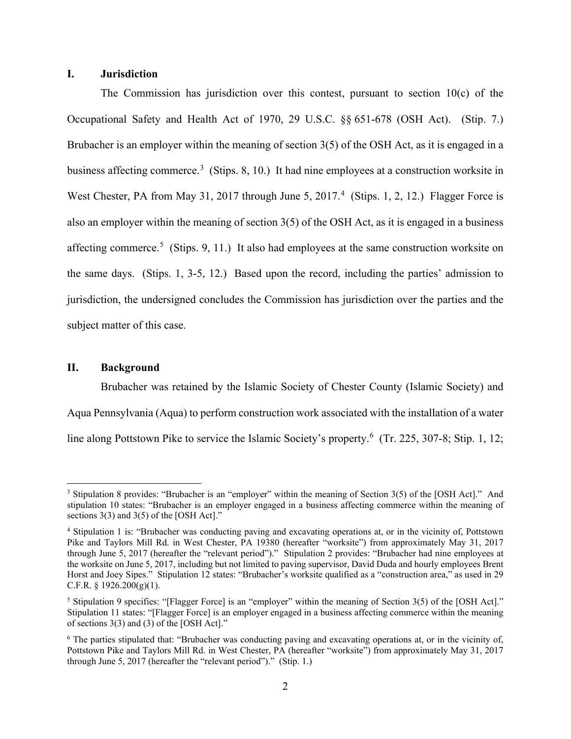## I. Jurisdiction

The Commission has jurisdiction over this contest, pursuant to section 10(c) of the Occupational Safety and Health Act of 1970, 29 U.S.C. §§ 651-678 (OSH Act). (Stip. 7.) Brubacher is an employer within the meaning of section 3(5) of the OSH Act, as it is engaged in a business affecting commerce.[3] (Stips. 8, 10.) It had nine employees at a construction worksite in West Chester, PA from May 31, 2017 through June 5, 2017.[4] (Stips. 1, 2, 12.) Flagger Force is also an employer within the meaning of section 3(5) of the OSH Act, as it is engaged in a business affecting commerce.[5] (Stips. 9, 11.) It also had employees at the same construction worksite on the same days. (Stips. 1, 3-5, 12.) Based upon the record, including the parties' admission to jurisdiction, the undersigned concludes the Commission has jurisdiction over the parties and the subject matter of this case.

## II. Background

Brubacher was retained by the Islamic Society of Chester County (Islamic Society) and Aqua Pennsylvania (Aqua) to perform construction work associated with the installation of a water line along Pottstown Pike to service the Islamic Society's property.[6] (Tr. 225, 307-8; Stip. 1, 12;

---

[3] Stipulation 8 provides: "Brubacher is an "employer" within the meaning of Section 3(5) of the [OSH Act]." And stipulation 10 states: "Brubacher is an employer engaged in a business affecting commerce within the meaning of sections 3(3) and 3(5) of the [OSH Act]."

[4] Stipulation 1 is: "Brubacher was conducting paving and excavating operations at, or in the vicinity of, Pottstown Pike and Taylors Mill Rd. in West Chester, PA 19380 (hereafter "worksite") from approximately May 31, 2017 through June 5, 2017 (hereafter the "relevant period")." Stipulation 2 provides: "Brubacher had nine employees at the worksite on June 5, 2017, including but not limited to paving supervisor, David Duda and hourly employees Brent Horst and Joey Sipes." Stipulation 12 states: "Brubacher's worksite qualified as a "construction area," as used in 29 C.F.R. § 1926.200(g)(1).

[5] Stipulation 9 specifies: "[Flagger Force] is an "employer" within the meaning of Section 3(5) of the [OSH Act]." Stipulation 11 states: "[Flagger Force] is an employer engaged in a business affecting commerce within the meaning of sections 3(3) and (3) of the [OSH Act]."

[6] The parties stipulated that: "Brubacher was conducting paving and excavating operations at, or in the vicinity of, Pottstown Pike and Taylors Mill Rd. in West Chester, PA (hereafter "worksite") from approximately May 31, 2017 through June 5, 2017 (hereafter the "relevant period")." (Stip. 1.)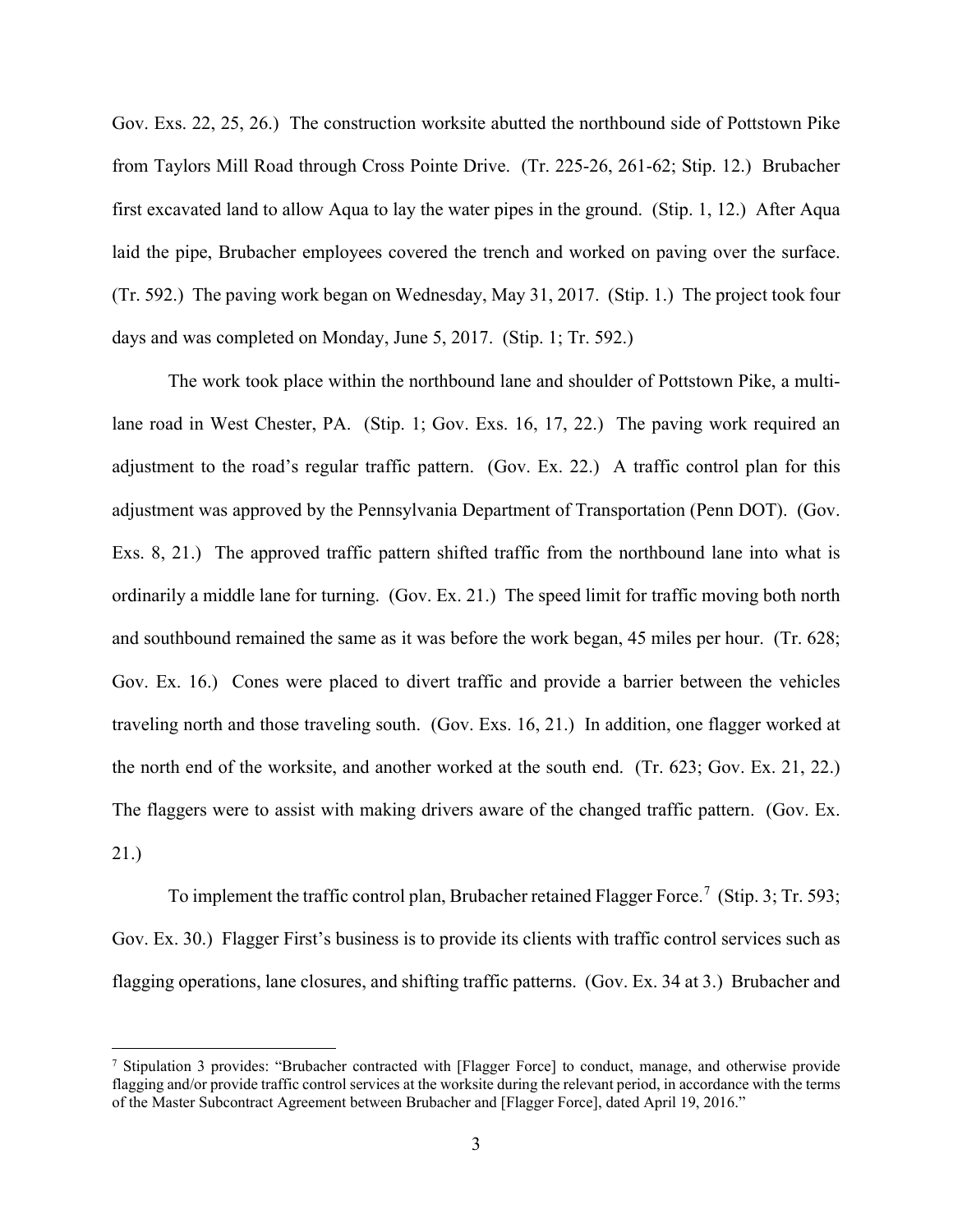Gov. Exs. 22, 25, 26.) The construction worksite abutted the northbound side of Pottstown Pike from Taylors Mill Road through Cross Pointe Drive. (Tr. 225-26, 261-62; Stip. 12.) Brubacher first excavated land to allow Aqua to lay the water pipes in the ground. (Stip. 1, 12.) After Aqua laid the pipe, Brubacher employees covered the trench and worked on paving over the surface. (Tr. 592.) The paving work began on Wednesday, May 31, 2017. (Stip. 1.) The project took four days and was completed on Monday, June 5, 2017. (Stip. 1; Tr. 592.)

The work took place within the northbound lane and shoulder of Pottstown Pike, a multi-lane road in West Chester, PA. (Stip. 1; Gov. Exs. 16, 17, 22.) The paving work required an adjustment to the road's regular traffic pattern. (Gov. Ex. 22.) A traffic control plan for this adjustment was approved by the Pennsylvania Department of Transportation (Penn DOT). (Gov. Exs. 8, 21.) The approved traffic pattern shifted traffic from the northbound lane into what is ordinarily a middle lane for turning. (Gov. Ex. 21.) The speed limit for traffic moving both north and southbound remained the same as it was before the work began, 45 miles per hour. (Tr. 628; Gov. Ex. 16.) Cones were placed to divert traffic and provide a barrier between the vehicles traveling north and those traveling south. (Gov. Exs. 16, 21.) In addition, one flagger worked at the north end of the worksite, and another worked at the south end. (Tr. 623; Gov. Ex. 21, 22.) The flaggers were to assist with making drivers aware of the changed traffic pattern. (Gov. Ex. 21.)

To implement the traffic control plan, Brubacher retained Flagger Force.[7] (Stip. 3; Tr. 593; Gov. Ex. 30.) Flagger First's business is to provide its clients with traffic control services such as flagging operations, lane closures, and shifting traffic patterns. (Gov. Ex. 34 at 3.) Brubacher and

[7] Stipulation 3 provides: "Brubacher contracted with [Flagger Force] to conduct, manage, and otherwise provide flagging and/or provide traffic control services at the worksite during the relevant period, in accordance with the terms of the Master Subcontract Agreement between Brubacher and [Flagger Force], dated April 19, 2016."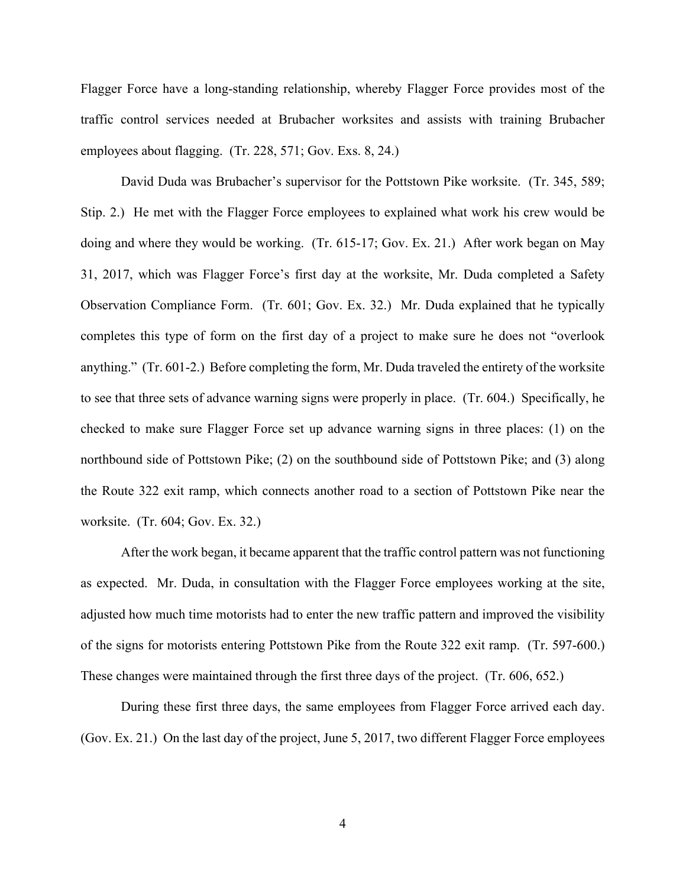Flagger Force have a long-standing relationship, whereby Flagger Force provides most of the traffic control services needed at Brubacher worksites and assists with training Brubacher employees about flagging. (Tr. 228, 571; Gov. Exs. 8, 24.)

David Duda was Brubacher's supervisor for the Pottstown Pike worksite. (Tr. 345, 589; Stip. 2.) He met with the Flagger Force employees to explained what work his crew would be doing and where they would be working. (Tr. 615-17; Gov. Ex. 21.) After work began on May 31, 2017, which was Flagger Force's first day at the worksite, Mr. Duda completed a Safety Observation Compliance Form. (Tr. 601; Gov. Ex. 32.) Mr. Duda explained that he typically completes this type of form on the first day of a project to make sure he does not "overlook anything." (Tr. 601-2.) Before completing the form, Mr. Duda traveled the entirety of the worksite to see that three sets of advance warning signs were properly in place. (Tr. 604.) Specifically, he checked to make sure Flagger Force set up advance warning signs in three places: (1) on the northbound side of Pottstown Pike; (2) on the southbound side of Pottstown Pike; and (3) along the Route 322 exit ramp, which connects another road to a section of Pottstown Pike near the worksite. (Tr. 604; Gov. Ex. 32.)

After the work began, it became apparent that the traffic control pattern was not functioning as expected. Mr. Duda, in consultation with the Flagger Force employees working at the site, adjusted how much time motorists had to enter the new traffic pattern and improved the visibility of the signs for motorists entering Pottstown Pike from the Route 322 exit ramp. (Tr. 597-600.) These changes were maintained through the first three days of the project. (Tr. 606, 652.)

During these first three days, the same employees from Flagger Force arrived each day. (Gov. Ex. 21.) On the last day of the project, June 5, 2017, two different Flagger Force employees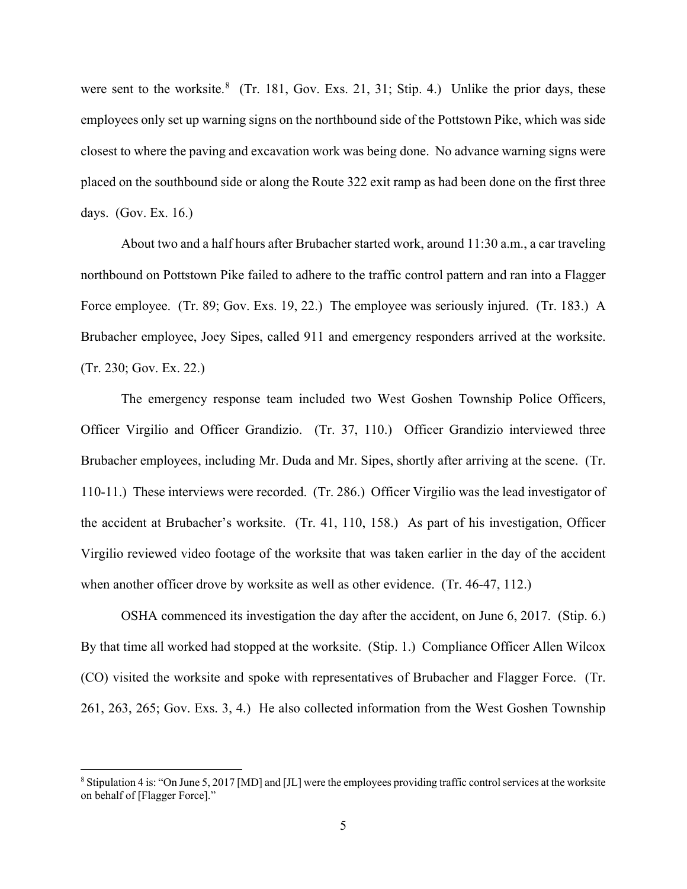were sent to the worksite.[8] (Tr. 181, Gov. Exs. 21, 31; Stip. 4.) Unlike the prior days, these employees only set up warning signs on the northbound side of the Pottstown Pike, which was side closest to where the paving and excavation work was being done. No advance warning signs were placed on the southbound side or along the Route 322 exit ramp as had been done on the first three days. (Gov. Ex. 16.)

About two and a half hours after Brubacher started work, around 11:30 a.m., a car traveling northbound on Pottstown Pike failed to adhere to the traffic control pattern and ran into a Flagger Force employee. (Tr. 89; Gov. Exs. 19, 22.) The employee was seriously injured. (Tr. 183.) A Brubacher employee, Joey Sipes, called 911 and emergency responders arrived at the worksite. (Tr. 230; Gov. Ex. 22.)

The emergency response team included two West Goshen Township Police Officers, Officer Virgilio and Officer Grandizio. (Tr. 37, 110.) Officer Grandizio interviewed three Brubacher employees, including Mr. Duda and Mr. Sipes, shortly after arriving at the scene. (Tr. 110-11.) These interviews were recorded. (Tr. 286.) Officer Virgilio was the lead investigator of the accident at Brubacher's worksite. (Tr. 41, 110, 158.) As part of his investigation, Officer Virgilio reviewed video footage of the worksite that was taken earlier in the day of the accident when another officer drove by worksite as well as other evidence. (Tr. 46-47, 112.)

OSHA commenced its investigation the day after the accident, on June 6, 2017. (Stip. 6.) By that time all worked had stopped at the worksite. (Stip. 1.) Compliance Officer Allen Wilcox (CO) visited the worksite and spoke with representatives of Brubacher and Flagger Force. (Tr. 261, 263, 265; Gov. Exs. 3, 4.) He also collected information from the West Goshen Township

---

[8] Stipulation 4 is: "On June 5, 2017 [MD] and [JL] were the employees providing traffic control services at the worksite on behalf of [Flagger Force]."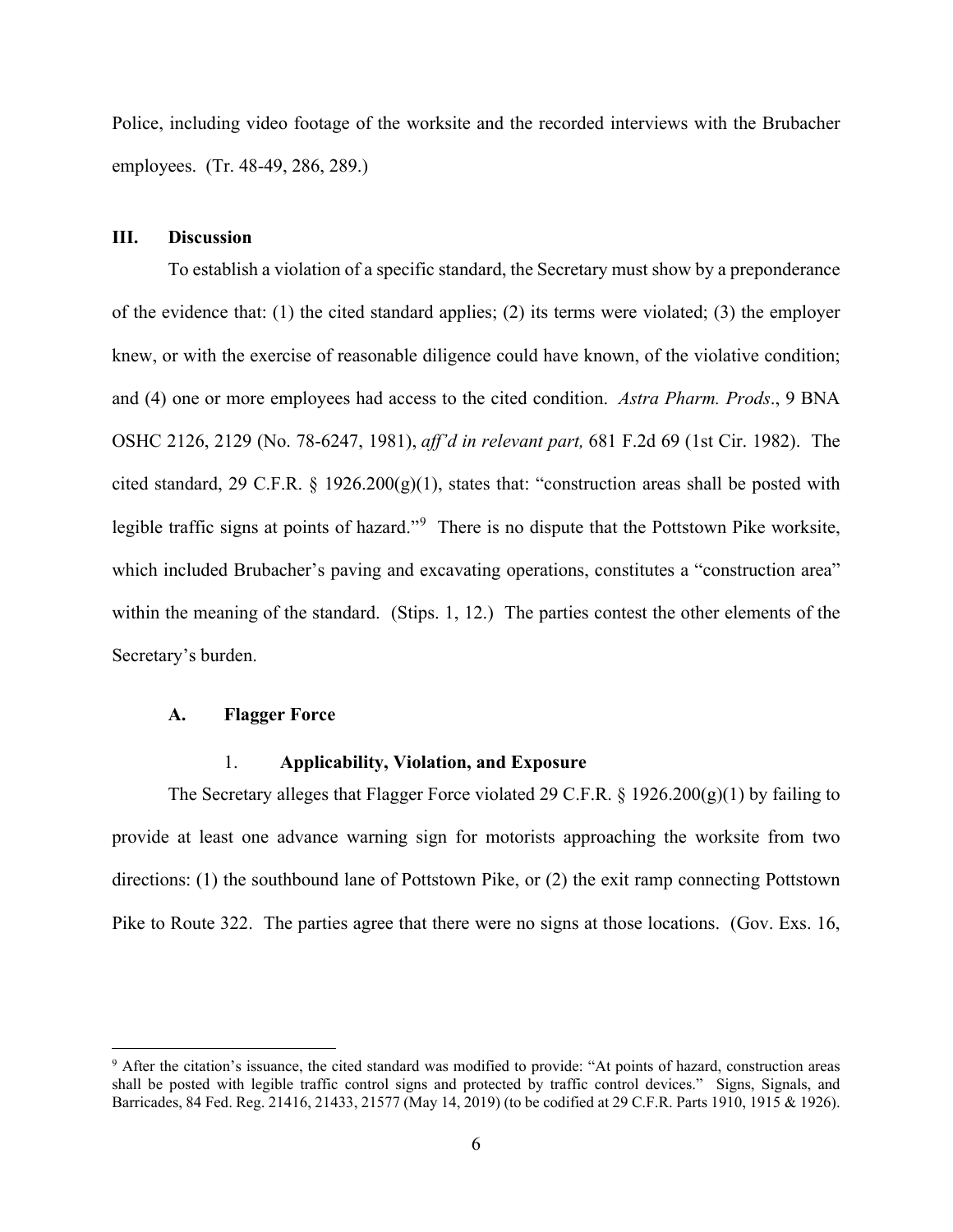Police, including video footage of the worksite and the recorded interviews with the Brubacher employees. (Tr. 48-49, 286, 289.)

## III. Discussion

To establish a violation of a specific standard, the Secretary must show by a preponderance of the evidence that: (1) the cited standard applies; (2) its terms were violated; (3) the employer knew, or with the exercise of reasonable diligence could have known, of the violative condition; and (4) one or more employees had access to the cited condition. *Astra Pharm. Prods*., 9 BNA OSHC 2126, 2129 (No. 78-6247, 1981), *aff'd in relevant part,* 681 F.2d 69 (1st Cir. 1982). The cited standard, 29 C.F.R. § 1926.200(g)(1), states that: "construction areas shall be posted with legible traffic signs at points of hazard."[9] There is no dispute that the Pottstown Pike worksite, which included Brubacher's paving and excavating operations, constitutes a "construction area" within the meaning of the standard. (Stips. 1, 12.) The parties contest the other elements of the Secretary's burden.

### A. Flagger Force

#### 1. Applicability, Violation, and Exposure

The Secretary alleges that Flagger Force violated 29 C.F.R. § 1926.200(g)(1) by failing to provide at least one advance warning sign for motorists approaching the worksite from two directions: (1) the southbound lane of Pottstown Pike, or (2) the exit ramp connecting Pottstown Pike to Route 322. The parties agree that there were no signs at those locations. (Gov. Exs. 16,

---

[9] After the citation's issuance, the cited standard was modified to provide: "At points of hazard, construction areas shall be posted with legible traffic control signs and protected by traffic control devices." Signs, Signals, and Barricades, 84 Fed. Reg. 21416, 21433, 21577 (May 14, 2019) (to be codified at 29 C.F.R. Parts 1910, 1915 & 1926).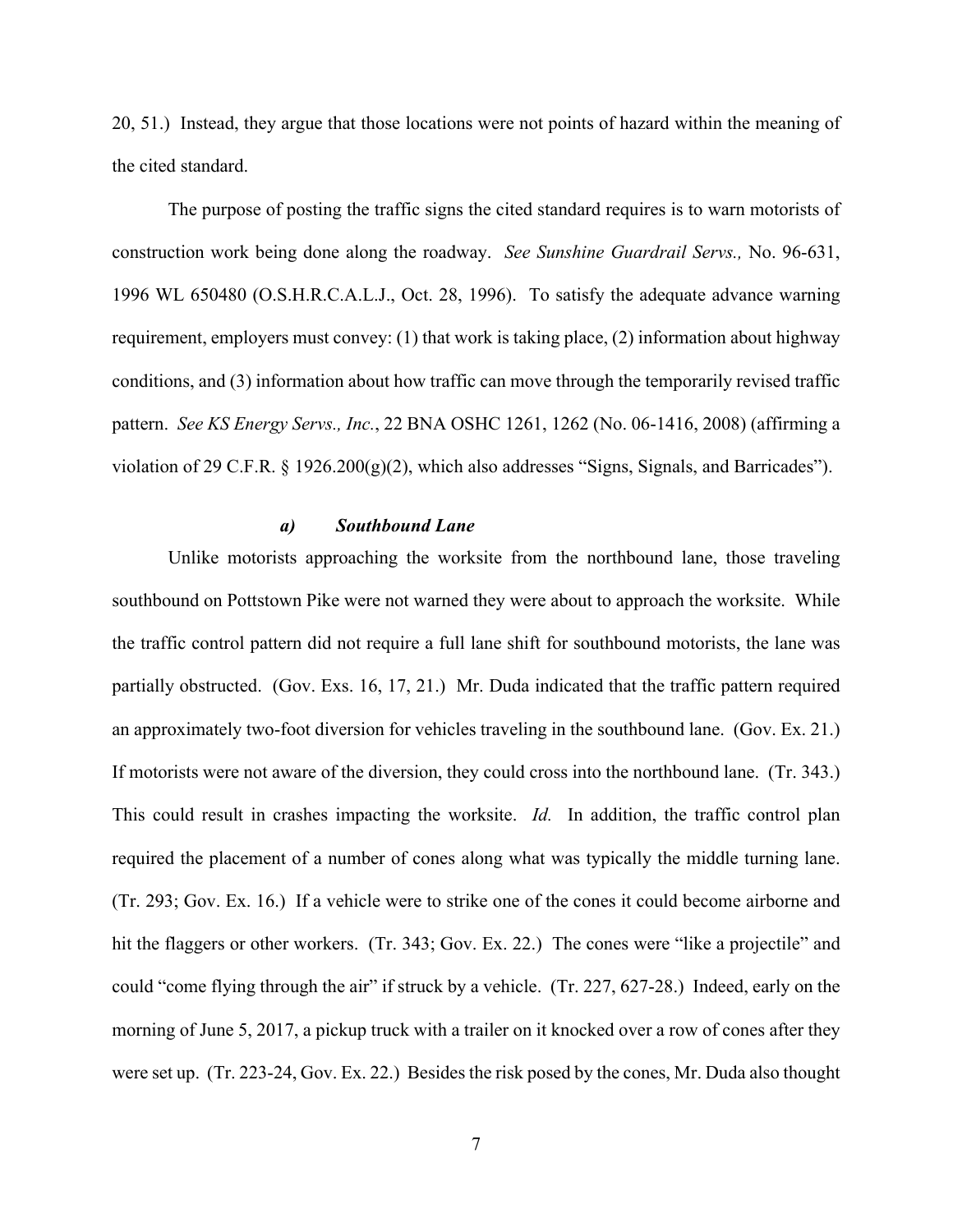20, 51.) Instead, they argue that those locations were not points of hazard within the meaning of the cited standard.

The purpose of posting the traffic signs the cited standard requires is to warn motorists of construction work being done along the roadway. *See Sunshine Guardrail Servs.,* No. 96-631, 1996 WL 650480 (O.S.H.R.C.A.L.J., Oct. 28, 1996). To satisfy the adequate advance warning requirement, employers must convey: (1) that work is taking place, (2) information about highway conditions, and (3) information about how traffic can move through the temporarily revised traffic pattern. *See KS Energy Servs., Inc.*, 22 BNA OSHC 1261, 1262 (No. 06-1416, 2008) (affirming a violation of 29 C.F.R. § 1926.200(g)(2), which also addresses "Signs, Signals, and Barricades").

#### *a) Southbound Lane*

Unlike motorists approaching the worksite from the northbound lane, those traveling southbound on Pottstown Pike were not warned they were about to approach the worksite. While the traffic control pattern did not require a full lane shift for southbound motorists, the lane was partially obstructed. (Gov. Exs. 16, 17, 21.) Mr. Duda indicated that the traffic pattern required an approximately two-foot diversion for vehicles traveling in the southbound lane. (Gov. Ex. 21.) If motorists were not aware of the diversion, they could cross into the northbound lane. (Tr. 343.) This could result in crashes impacting the worksite. *Id.* In addition, the traffic control plan required the placement of a number of cones along what was typically the middle turning lane. (Tr. 293; Gov. Ex. 16.) If a vehicle were to strike one of the cones it could become airborne and hit the flaggers or other workers. (Tr. 343; Gov. Ex. 22.) The cones were "like a projectile" and could "come flying through the air" if struck by a vehicle. (Tr. 227, 627-28.) Indeed, early on the morning of June 5, 2017, a pickup truck with a trailer on it knocked over a row of cones after they were set up. (Tr. 223-24, Gov. Ex. 22.) Besides the risk posed by the cones, Mr. Duda also thought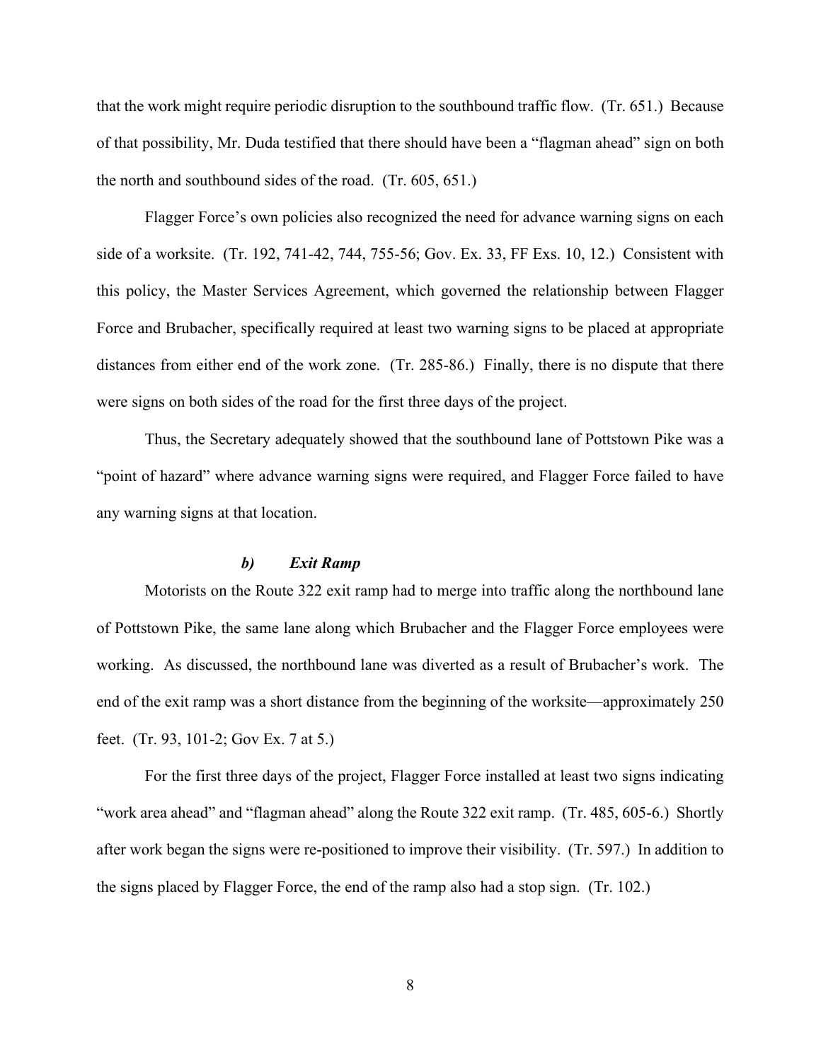that the work might require periodic disruption to the southbound traffic flow. (Tr. 651.) Because of that possibility, Mr. Duda testified that there should have been a "flagman ahead" sign on both the north and southbound sides of the road. (Tr. 605, 651.)

Flagger Force's own policies also recognized the need for advance warning signs on each side of a worksite. (Tr. 192, 741-42, 744, 755-56; Gov. Ex. 33, FF Exs. 10, 12.) Consistent with this policy, the Master Services Agreement, which governed the relationship between Flagger Force and Brubacher, specifically required at least two warning signs to be placed at appropriate distances from either end of the work zone. (Tr. 285-86.) Finally, there is no dispute that there were signs on both sides of the road for the first three days of the project.

Thus, the Secretary adequately showed that the southbound lane of Pottstown Pike was a "point of hazard" where advance warning signs were required, and Flagger Force failed to have any warning signs at that location.

#### *b) Exit Ramp*

Motorists on the Route 322 exit ramp had to merge into traffic along the northbound lane of Pottstown Pike, the same lane along which Brubacher and the Flagger Force employees were working. As discussed, the northbound lane was diverted as a result of Brubacher's work. The end of the exit ramp was a short distance from the beginning of the worksite—approximately 250 feet. (Tr. 93, 101-2; Gov Ex. 7 at 5.)

For the first three days of the project, Flagger Force installed at least two signs indicating "work area ahead" and "flagman ahead" along the Route 322 exit ramp. (Tr. 485, 605-6.) Shortly after work began the signs were re-positioned to improve their visibility. (Tr. 597.) In addition to the signs placed by Flagger Force, the end of the ramp also had a stop sign. (Tr. 102.)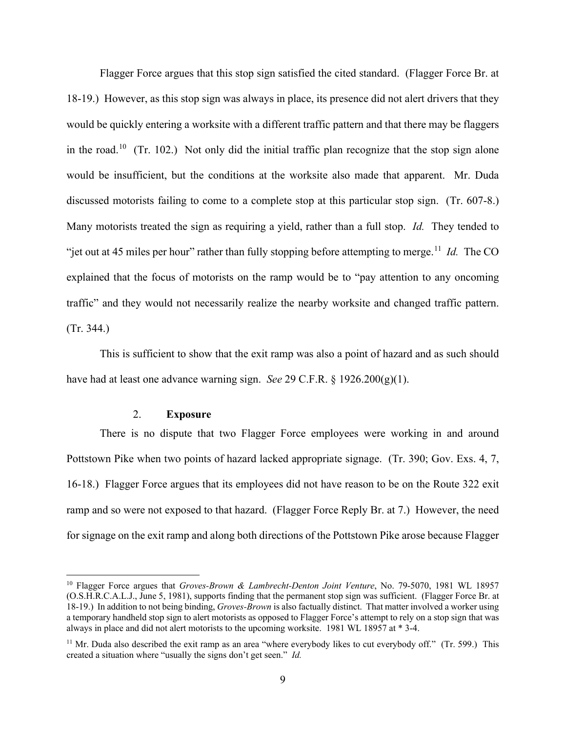Flagger Force argues that this stop sign satisfied the cited standard. (Flagger Force Br. at 18-19.) However, as this stop sign was always in place, its presence did not alert drivers that they would be quickly entering a worksite with a different traffic pattern and that there may be flaggers in the road.[10] (Tr. 102.) Not only did the initial traffic plan recognize that the stop sign alone would be insufficient, but the conditions at the worksite also made that apparent. Mr. Duda discussed motorists failing to come to a complete stop at this particular stop sign. (Tr. 607-8.) Many motorists treated the sign as requiring a yield, rather than a full stop. *Id.* They tended to "jet out at 45 miles per hour" rather than fully stopping before attempting to merge.[11] *Id.* The CO explained that the focus of motorists on the ramp would be to "pay attention to any oncoming traffic" and they would not necessarily realize the nearby worksite and changed traffic pattern. (Tr. 344.)

This is sufficient to show that the exit ramp was also a point of hazard and as such should have had at least one advance warning sign. *See* 29 C.F.R. § 1926.200(g)(1).

### 2. **Exposure**

There is no dispute that two Flagger Force employees were working in and around Pottstown Pike when two points of hazard lacked appropriate signage. (Tr. 390; Gov. Exs. 4, 7, 16-18.) Flagger Force argues that its employees did not have reason to be on the Route 322 exit ramp and so were not exposed to that hazard. (Flagger Force Reply Br. at 7.) However, the need for signage on the exit ramp and along both directions of the Pottstown Pike arose because Flagger

---

[10] Flagger Force argues that *Groves-Brown & Lambrecht-Denton Joint Venture*, No. 79-5070, 1981 WL 18957 (O.S.H.R.C.A.L.J., June 5, 1981), supports finding that the permanent stop sign was sufficient. (Flagger Force Br. at 18-19.) In addition to not being binding, *Groves-Brown* is also factually distinct. That matter involved a worker using a temporary handheld stop sign to alert motorists as opposed to Flagger Force's attempt to rely on a stop sign that was always in place and did not alert motorists to the upcoming worksite. 1981 WL 18957 at * 3-4.

[11] Mr. Duda also described the exit ramp as an area "where everybody likes to cut everybody off." (Tr. 599.) This created a situation where "usually the signs don't get seen." *Id.*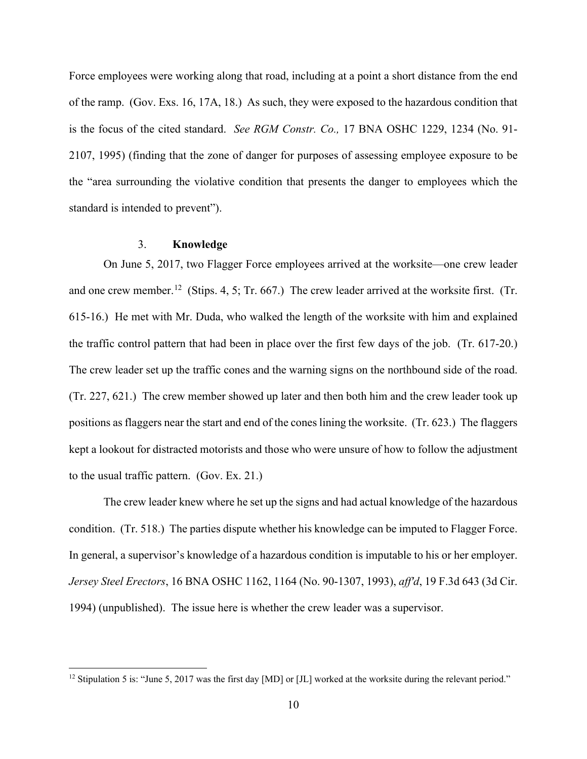Force employees were working along that road, including at a point a short distance from the end of the ramp. (Gov. Exs. 16, 17A, 18.) As such, they were exposed to the hazardous condition that is the focus of the cited standard. *See RGM Constr. Co.,* 17 BNA OSHC 1229, 1234 (No. 91-2107, 1995) (finding that the zone of danger for purposes of assessing employee exposure to be the "area surrounding the violative condition that presents the danger to employees which the standard is intended to prevent").

### 3. **Knowledge**

On June 5, 2017, two Flagger Force employees arrived at the worksite—one crew leader and one crew member.[12] (Stips. 4, 5; Tr. 667.) The crew leader arrived at the worksite first. (Tr. 615-16.) He met with Mr. Duda, who walked the length of the worksite with him and explained the traffic control pattern that had been in place over the first few days of the job. (Tr. 617-20.) The crew leader set up the traffic cones and the warning signs on the northbound side of the road. (Tr. 227, 621.) The crew member showed up later and then both him and the crew leader took up positions as flaggers near the start and end of the cones lining the worksite. (Tr. 623.) The flaggers kept a lookout for distracted motorists and those who were unsure of how to follow the adjustment to the usual traffic pattern. (Gov. Ex. 21.)

The crew leader knew where he set up the signs and had actual knowledge of the hazardous condition. (Tr. 518.) The parties dispute whether his knowledge can be imputed to Flagger Force. In general, a supervisor's knowledge of a hazardous condition is imputable to his or her employer. *Jersey Steel Erectors*, 16 BNA OSHC 1162, 1164 (No. 90-1307, 1993), *aff'd*, 19 F.3d 643 (3d Cir. 1994) (unpublished). The issue here is whether the crew leader was a supervisor.

---

[12] Stipulation 5 is: "June 5, 2017 was the first day [MD] or [JL] worked at the worksite during the relevant period."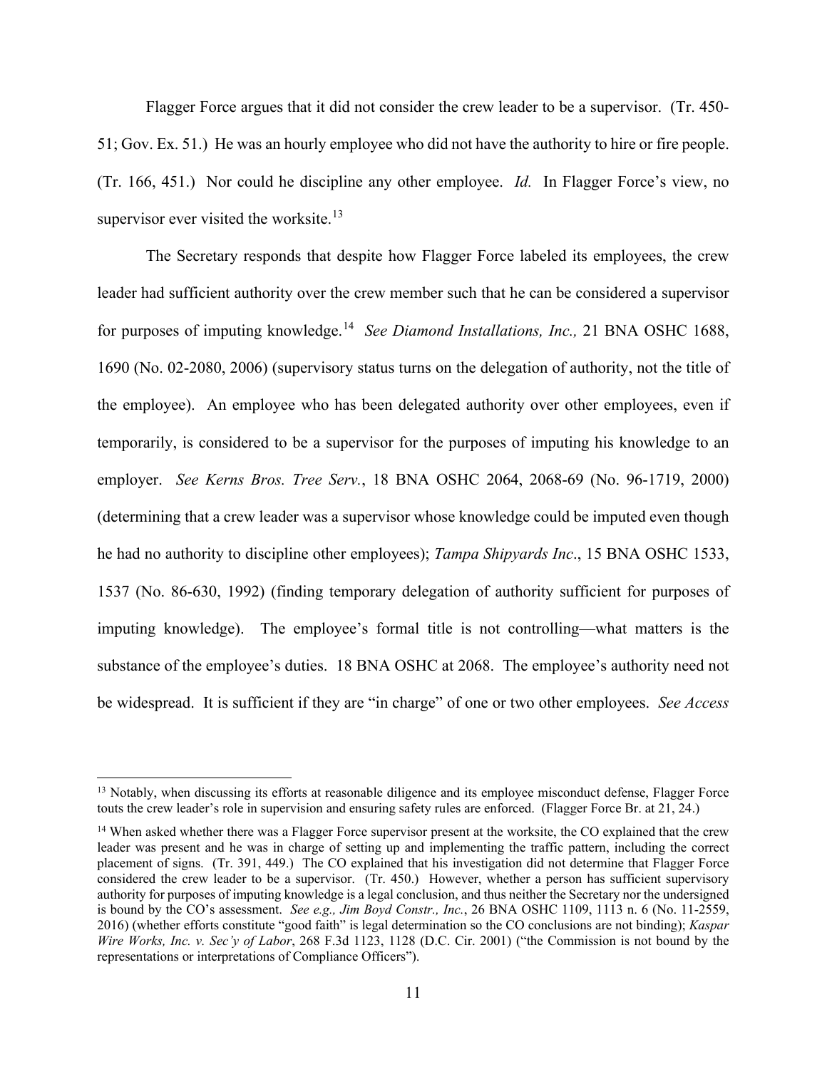Flagger Force argues that it did not consider the crew leader to be a supervisor. (Tr. 450-51; Gov. Ex. 51.) He was an hourly employee who did not have the authority to hire or fire people. (Tr. 166, 451.) Nor could he discipline any other employee. *Id.* In Flagger Force's view, no supervisor ever visited the worksite.[13]

The Secretary responds that despite how Flagger Force labeled its employees, the crew leader had sufficient authority over the crew member such that he can be considered a supervisor for purposes of imputing knowledge.[14] *See Diamond Installations, Inc.,* 21 BNA OSHC 1688, 1690 (No. 02-2080, 2006) (supervisory status turns on the delegation of authority, not the title of the employee). An employee who has been delegated authority over other employees, even if temporarily, is considered to be a supervisor for the purposes of imputing his knowledge to an employer. *See Kerns Bros. Tree Serv.*, 18 BNA OSHC 2064, 2068-69 (No. 96-1719, 2000) (determining that a crew leader was a supervisor whose knowledge could be imputed even though he had no authority to discipline other employees); *Tampa Shipyards Inc*., 15 BNA OSHC 1533, 1537 (No. 86-630, 1992) (finding temporary delegation of authority sufficient for purposes of imputing knowledge). The employee's formal title is not controlling—what matters is the substance of the employee's duties. 18 BNA OSHC at 2068. The employee's authority need not be widespread. It is sufficient if they are "in charge" of one or two other employees. *See Access*

---

[13] Notably, when discussing its efforts at reasonable diligence and its employee misconduct defense, Flagger Force touts the crew leader's role in supervision and ensuring safety rules are enforced. (Flagger Force Br. at 21, 24.)

[14] When asked whether there was a Flagger Force supervisor present at the worksite, the CO explained that the crew leader was present and he was in charge of setting up and implementing the traffic pattern, including the correct placement of signs. (Tr. 391, 449.) The CO explained that his investigation did not determine that Flagger Force considered the crew leader to be a supervisor. (Tr. 450.) However, whether a person has sufficient supervisory authority for purposes of imputing knowledge is a legal conclusion, and thus neither the Secretary nor the undersigned is bound by the CO's assessment. *See e.g., Jim Boyd Constr., Inc.*, 26 BNA OSHC 1109, 1113 n. 6 (No. 11-2559, 2016) (whether efforts constitute "good faith" is legal determination so the CO conclusions are not binding); *Kaspar Wire Works, Inc. v. Sec'y of Labor*, 268 F.3d 1123, 1128 (D.C. Cir. 2001) ("the Commission is not bound by the representations or interpretations of Compliance Officers").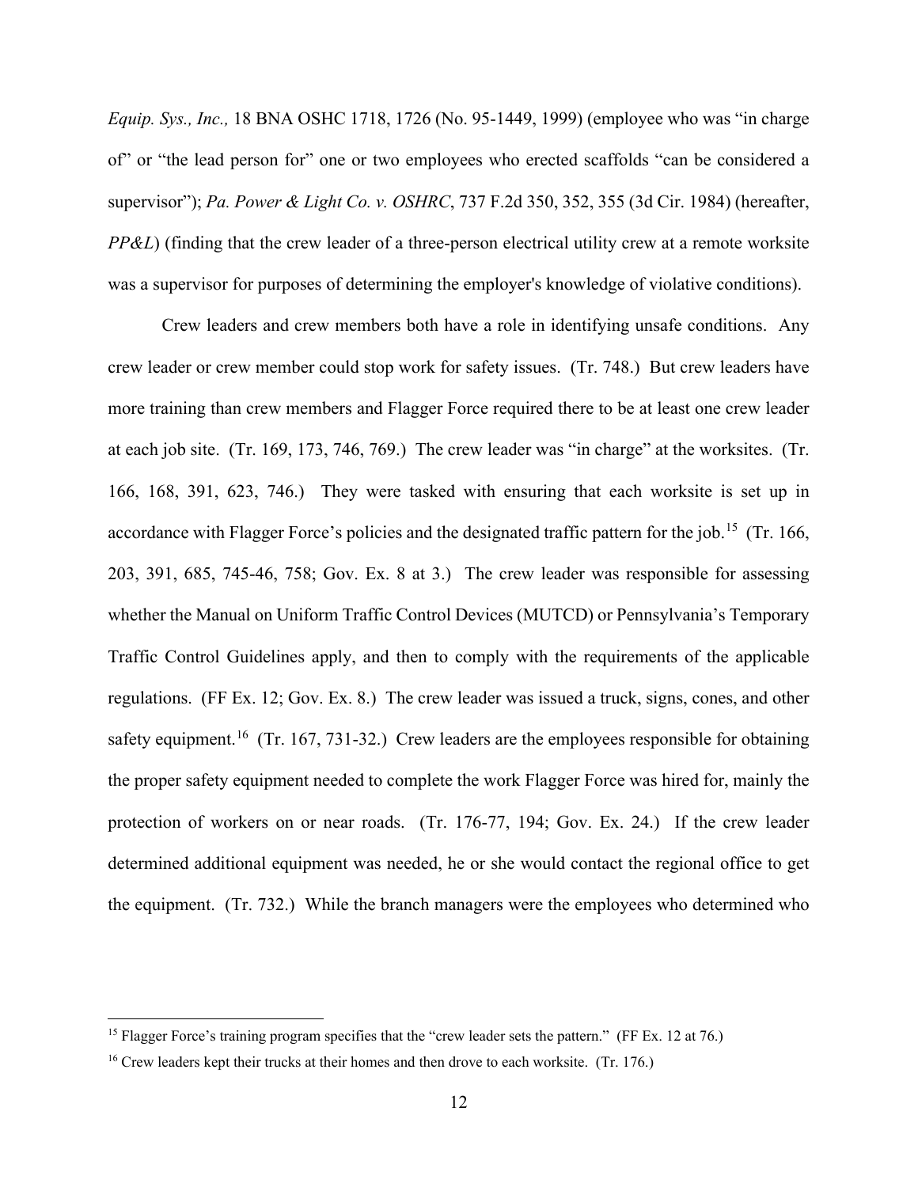*Equip. Sys., Inc.,* 18 BNA OSHC 1718, 1726 (No. 95-1449, 1999) (employee who was "in charge of" or "the lead person for" one or two employees who erected scaffolds "can be considered a supervisor"); *Pa. Power & Light Co. v. OSHRC*, 737 F.2d 350, 352, 355 (3d Cir. 1984) (hereafter, *PP&L*) (finding that the crew leader of a three-person electrical utility crew at a remote worksite was a supervisor for purposes of determining the employer's knowledge of violative conditions).

Crew leaders and crew members both have a role in identifying unsafe conditions. Any crew leader or crew member could stop work for safety issues. (Tr. 748.) But crew leaders have more training than crew members and Flagger Force required there to be at least one crew leader at each job site. (Tr. 169, 173, 746, 769.) The crew leader was "in charge" at the worksites. (Tr. 166, 168, 391, 623, 746.) They were tasked with ensuring that each worksite is set up in accordance with Flagger Force's policies and the designated traffic pattern for the job.[15] (Tr. 166, 203, 391, 685, 745-46, 758; Gov. Ex. 8 at 3.) The crew leader was responsible for assessing whether the Manual on Uniform Traffic Control Devices (MUTCD) or Pennsylvania's Temporary Traffic Control Guidelines apply, and then to comply with the requirements of the applicable regulations. (FF Ex. 12; Gov. Ex. 8.) The crew leader was issued a truck, signs, cones, and other safety equipment.[16] (Tr. 167, 731-32.) Crew leaders are the employees responsible for obtaining the proper safety equipment needed to complete the work Flagger Force was hired for, mainly the protection of workers on or near roads. (Tr. 176-77, 194; Gov. Ex. 24.) If the crew leader determined additional equipment was needed, he or she would contact the regional office to get the equipment. (Tr. 732.) While the branch managers were the employees who determined who

[15] Flagger Force's training program specifies that the "crew leader sets the pattern." (FF Ex. 12 at 76.)

[16] Crew leaders kept their trucks at their homes and then drove to each worksite. (Tr. 176.)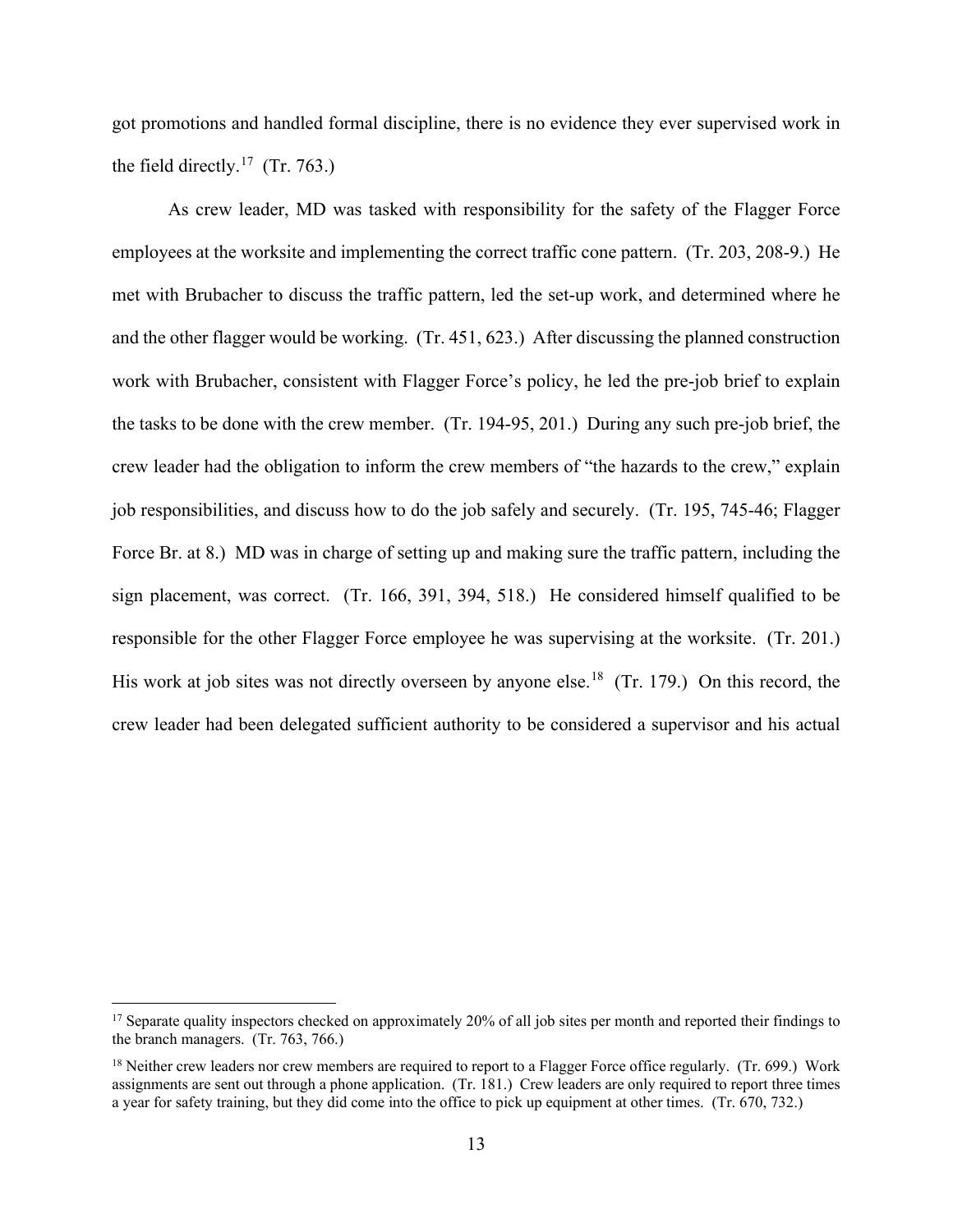got promotions and handled formal discipline, there is no evidence they ever supervised work in the field directly.[17] (Tr. 763.)

As crew leader, MD was tasked with responsibility for the safety of the Flagger Force employees at the worksite and implementing the correct traffic cone pattern. (Tr. 203, 208-9.) He met with Brubacher to discuss the traffic pattern, led the set-up work, and determined where he and the other flagger would be working. (Tr. 451, 623.) After discussing the planned construction work with Brubacher, consistent with Flagger Force's policy, he led the pre-job brief to explain the tasks to be done with the crew member. (Tr. 194-95, 201.) During any such pre-job brief, the crew leader had the obligation to inform the crew members of "the hazards to the crew," explain job responsibilities, and discuss how to do the job safely and securely. (Tr. 195, 745-46; Flagger Force Br. at 8.) MD was in charge of setting up and making sure the traffic pattern, including the sign placement, was correct. (Tr. 166, 391, 394, 518.) He considered himself qualified to be responsible for the other Flagger Force employee he was supervising at the worksite. (Tr. 201.) His work at job sites was not directly overseen by anyone else.[18] (Tr. 179.) On this record, the crew leader had been delegated sufficient authority to be considered a supervisor and his actual

---

[17] Separate quality inspectors checked on approximately 20% of all job sites per month and reported their findings to the branch managers. (Tr. 763, 766.)

[18] Neither crew leaders nor crew members are required to report to a Flagger Force office regularly. (Tr. 699.) Work assignments are sent out through a phone application. (Tr. 181.) Crew leaders are only required to report three times a year for safety training, but they did come into the office to pick up equipment at other times. (Tr. 670, 732.)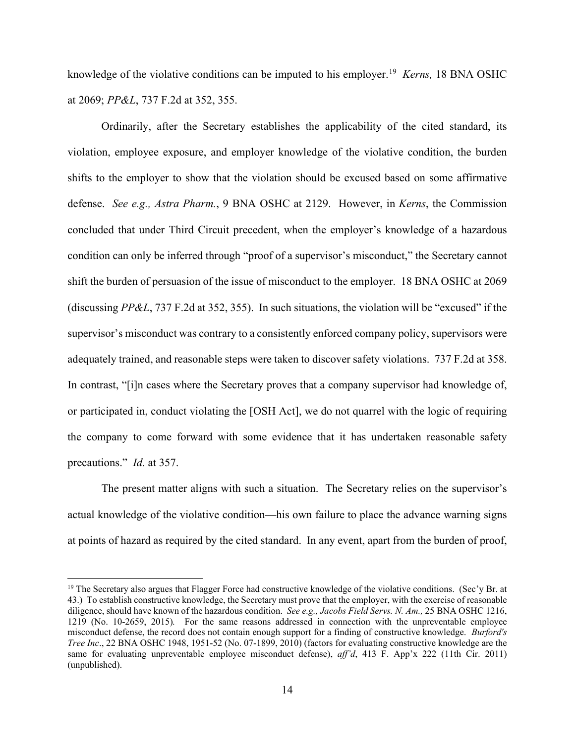knowledge of the violative conditions can be imputed to his employer.[19] *Kerns,* 18 BNA OSHC at 2069; *PP&L*, 737 F.2d at 352, 355.

Ordinarily, after the Secretary establishes the applicability of the cited standard, its violation, employee exposure, and employer knowledge of the violative condition, the burden shifts to the employer to show that the violation should be excused based on some affirmative defense. *See e.g., Astra Pharm.*, 9 BNA OSHC at 2129. However, in *Kerns*, the Commission concluded that under Third Circuit precedent, when the employer's knowledge of a hazardous condition can only be inferred through "proof of a supervisor's misconduct," the Secretary cannot shift the burden of persuasion of the issue of misconduct to the employer. 18 BNA OSHC at 2069 (discussing *PP&L*, 737 F.2d at 352, 355). In such situations, the violation will be "excused" if the supervisor's misconduct was contrary to a consistently enforced company policy, supervisors were adequately trained, and reasonable steps were taken to discover safety violations. 737 F.2d at 358. In contrast, "[i]n cases where the Secretary proves that a company supervisor had knowledge of, or participated in, conduct violating the [OSH Act], we do not quarrel with the logic of requiring the company to come forward with some evidence that it has undertaken reasonable safety precautions." *Id.* at 357.

The present matter aligns with such a situation. The Secretary relies on the supervisor's actual knowledge of the violative condition—his own failure to place the advance warning signs at points of hazard as required by the cited standard. In any event, apart from the burden of proof,

---

[19] The Secretary also argues that Flagger Force had constructive knowledge of the violative conditions. (Sec'y Br. at 43.) To establish constructive knowledge, the Secretary must prove that the employer, with the exercise of reasonable diligence, should have known of the hazardous condition. *See e.g., Jacobs Field Servs. N. Am.,* 25 BNA OSHC 1216, 1219 (No. 10-2659, 2015). For the same reasons addressed in connection with the unpreventable employee misconduct defense, the record does not contain enough support for a finding of constructive knowledge. *Burford's Tree Inc*., 22 BNA OSHC 1948, 1951-52 (No. 07-1899, 2010) (factors for evaluating constructive knowledge are the same for evaluating unpreventable employee misconduct defense), *aff'd*, 413 F. App'x 222 (11th Cir. 2011) (unpublished).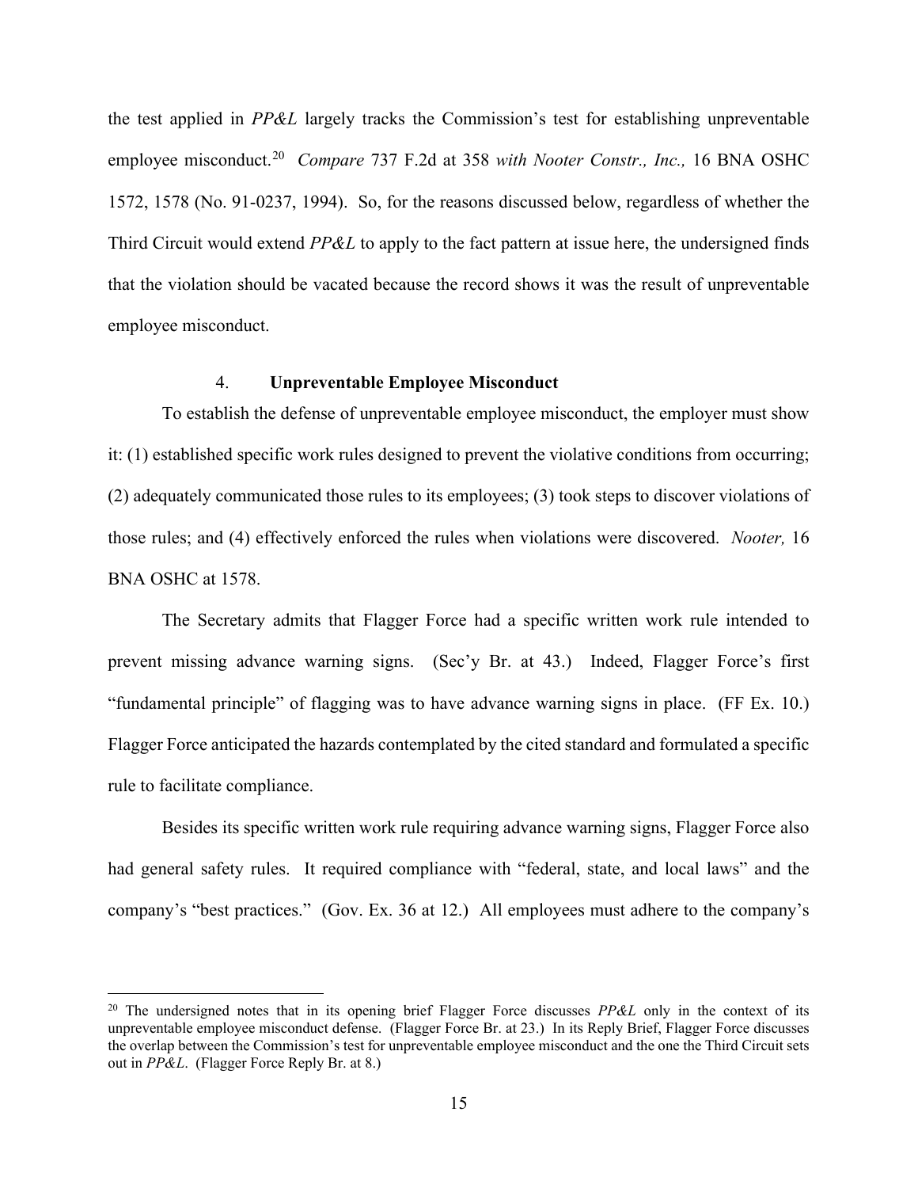the test applied in *PP&L* largely tracks the Commission's test for establishing unpreventable employee misconduct.[20] *Compare* 737 F.2d at 358 *with Nooter Constr., Inc.,* 16 BNA OSHC 1572, 1578 (No. 91-0237, 1994). So, for the reasons discussed below, regardless of whether the Third Circuit would extend *PP&L* to apply to the fact pattern at issue here, the undersigned finds that the violation should be vacated because the record shows it was the result of unpreventable employee misconduct.

### 4. **Unpreventable Employee Misconduct**

To establish the defense of unpreventable employee misconduct, the employer must show it: (1) established specific work rules designed to prevent the violative conditions from occurring; (2) adequately communicated those rules to its employees; (3) took steps to discover violations of those rules; and (4) effectively enforced the rules when violations were discovered. *Nooter,* 16 BNA OSHC at 1578.

The Secretary admits that Flagger Force had a specific written work rule intended to prevent missing advance warning signs. (Sec'y Br. at 43.) Indeed, Flagger Force's first "fundamental principle" of flagging was to have advance warning signs in place. (FF Ex. 10.) Flagger Force anticipated the hazards contemplated by the cited standard and formulated a specific rule to facilitate compliance.

Besides its specific written work rule requiring advance warning signs, Flagger Force also had general safety rules. It required compliance with "federal, state, and local laws" and the company's "best practices." (Gov. Ex. 36 at 12.) All employees must adhere to the company's

---

[20] The undersigned notes that in its opening brief Flagger Force discusses *PP&L* only in the context of its unpreventable employee misconduct defense. (Flagger Force Br. at 23.) In its Reply Brief, Flagger Force discusses the overlap between the Commission's test for unpreventable employee misconduct and the one the Third Circuit sets out in *PP&L*. (Flagger Force Reply Br. at 8.)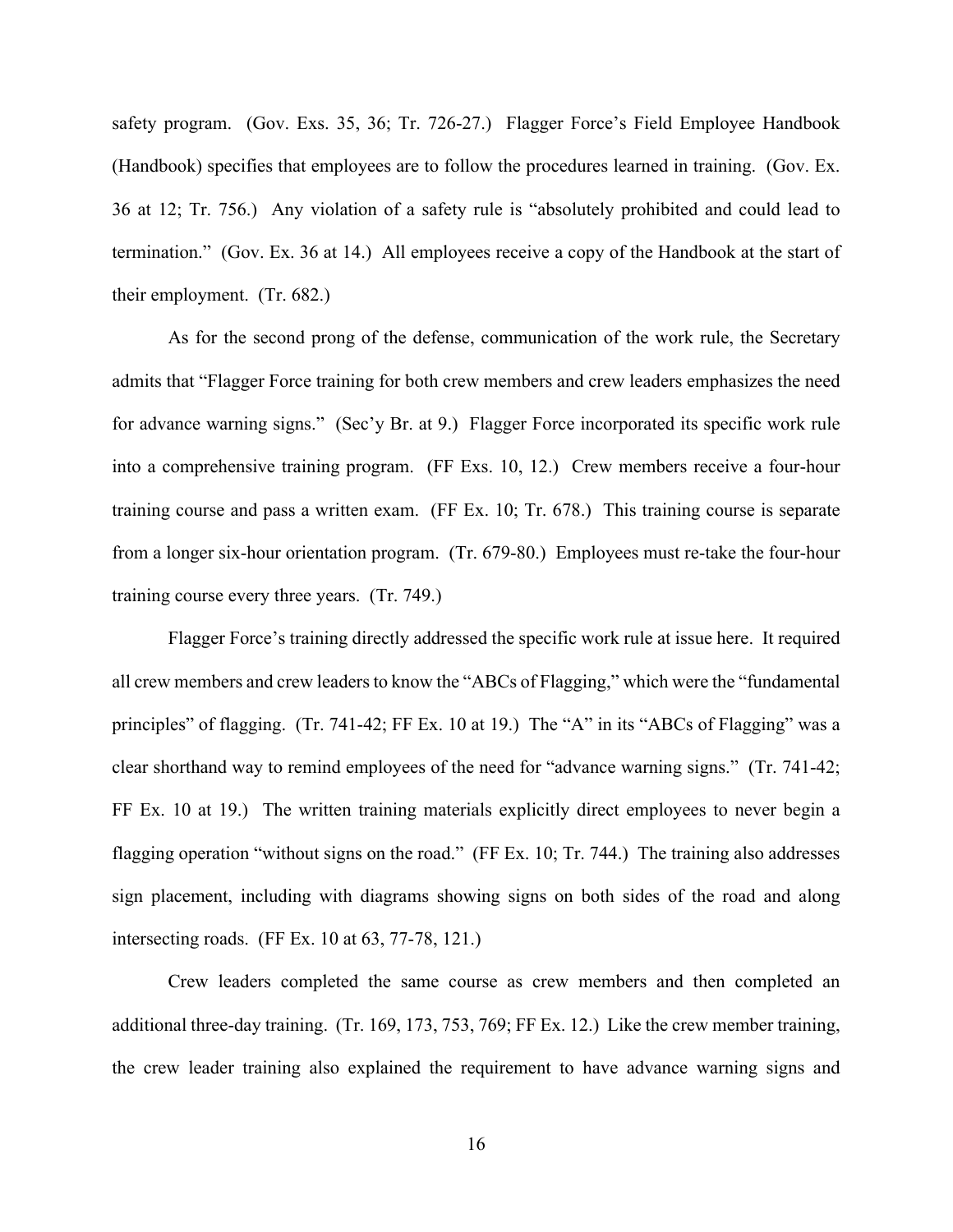safety program. (Gov. Exs. 35, 36; Tr. 726-27.) Flagger Force's Field Employee Handbook (Handbook) specifies that employees are to follow the procedures learned in training. (Gov. Ex. 36 at 12; Tr. 756.) Any violation of a safety rule is "absolutely prohibited and could lead to termination." (Gov. Ex. 36 at 14.) All employees receive a copy of the Handbook at the start of their employment. (Tr. 682.)

As for the second prong of the defense, communication of the work rule, the Secretary admits that "Flagger Force training for both crew members and crew leaders emphasizes the need for advance warning signs." (Sec'y Br. at 9.) Flagger Force incorporated its specific work rule into a comprehensive training program. (FF Exs. 10, 12.) Crew members receive a four-hour training course and pass a written exam. (FF Ex. 10; Tr. 678.) This training course is separate from a longer six-hour orientation program. (Tr. 679-80.) Employees must re-take the four-hour training course every three years. (Tr. 749.)

Flagger Force's training directly addressed the specific work rule at issue here. It required all crew members and crew leaders to know the "ABCs of Flagging," which were the "fundamental principles" of flagging. (Tr. 741-42; FF Ex. 10 at 19.) The "A" in its "ABCs of Flagging" was a clear shorthand way to remind employees of the need for "advance warning signs." (Tr. 741-42; FF Ex. 10 at 19.) The written training materials explicitly direct employees to never begin a flagging operation "without signs on the road." (FF Ex. 10; Tr. 744.) The training also addresses sign placement, including with diagrams showing signs on both sides of the road and along intersecting roads. (FF Ex. 10 at 63, 77-78, 121.)

Crew leaders completed the same course as crew members and then completed an additional three-day training. (Tr. 169, 173, 753, 769; FF Ex. 12.) Like the crew member training, the crew leader training also explained the requirement to have advance warning signs and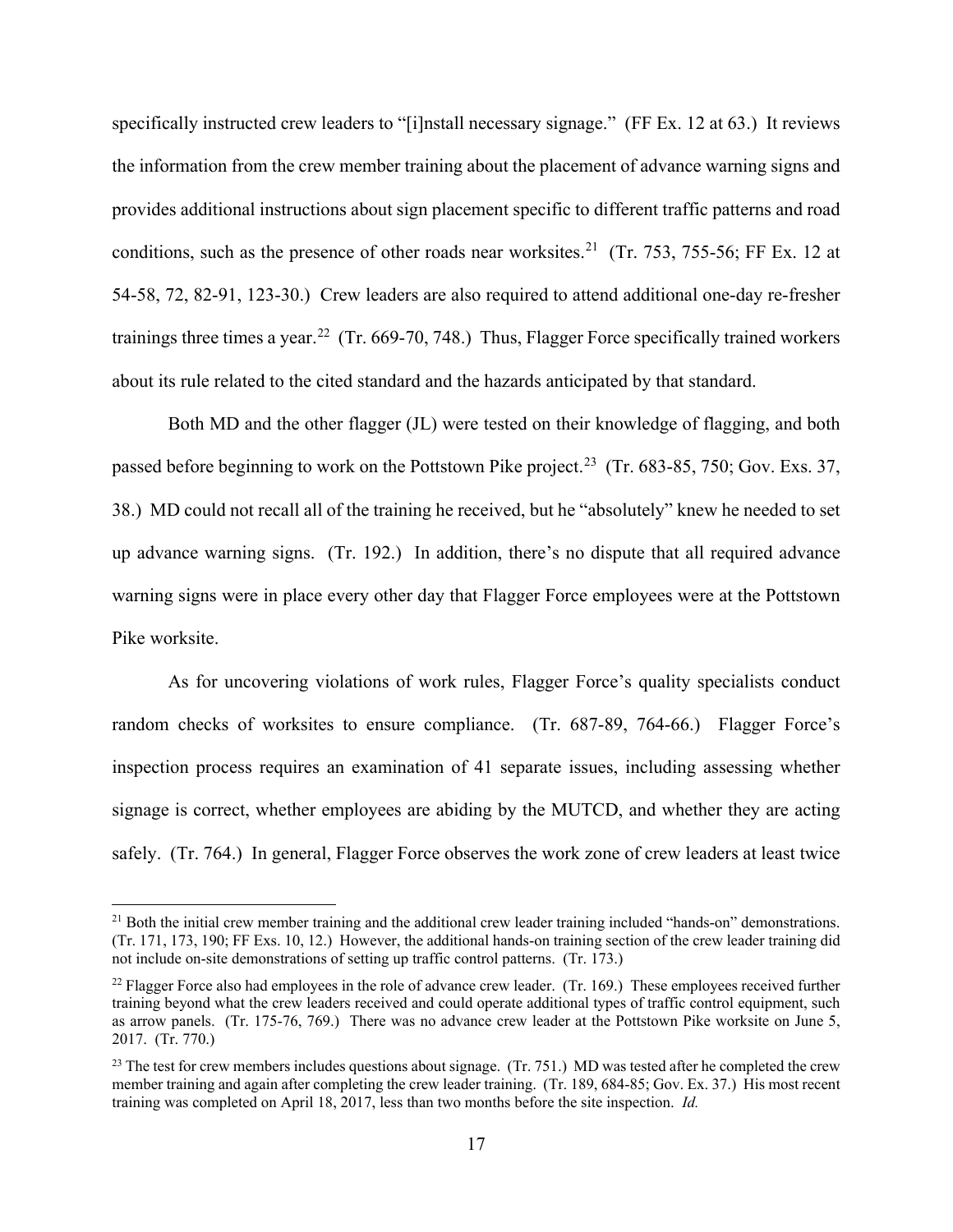specifically instructed crew leaders to "[i]nstall necessary signage." (FF Ex. 12 at 63.) It reviews the information from the crew member training about the placement of advance warning signs and provides additional instructions about sign placement specific to different traffic patterns and road conditions, such as the presence of other roads near worksites.[21] (Tr. 753, 755-56; FF Ex. 12 at 54-58, 72, 82-91, 123-30.) Crew leaders are also required to attend additional one-day re-fresher trainings three times a year.[22] (Tr. 669-70, 748.) Thus, Flagger Force specifically trained workers about its rule related to the cited standard and the hazards anticipated by that standard.

Both MD and the other flagger (JL) were tested on their knowledge of flagging, and both passed before beginning to work on the Pottstown Pike project.[23] (Tr. 683-85, 750; Gov. Exs. 37, 38.) MD could not recall all of the training he received, but he "absolutely" knew he needed to set up advance warning signs. (Tr. 192.) In addition, there's no dispute that all required advance warning signs were in place every other day that Flagger Force employees were at the Pottstown Pike worksite.

As for uncovering violations of work rules, Flagger Force's quality specialists conduct random checks of worksites to ensure compliance. (Tr. 687-89, 764-66.) Flagger Force's inspection process requires an examination of 41 separate issues, including assessing whether signage is correct, whether employees are abiding by the MUTCD, and whether they are acting safely. (Tr. 764.) In general, Flagger Force observes the work zone of crew leaders at least twice

---

[21] Both the initial crew member training and the additional crew leader training included "hands-on" demonstrations. (Tr. 171, 173, 190; FF Exs. 10, 12.) However, the additional hands-on training section of the crew leader training did not include on-site demonstrations of setting up traffic control patterns. (Tr. 173.)

[22] Flagger Force also had employees in the role of advance crew leader. (Tr. 169.) These employees received further training beyond what the crew leaders received and could operate additional types of traffic control equipment, such as arrow panels. (Tr. 175-76, 769.) There was no advance crew leader at the Pottstown Pike worksite on June 5, 2017. (Tr. 770.)

[23] The test for crew members includes questions about signage. (Tr. 751.) MD was tested after he completed the crew member training and again after completing the crew leader training. (Tr. 189, 684-85; Gov. Ex. 37.) His most recent training was completed on April 18, 2017, less than two months before the site inspection. *Id.*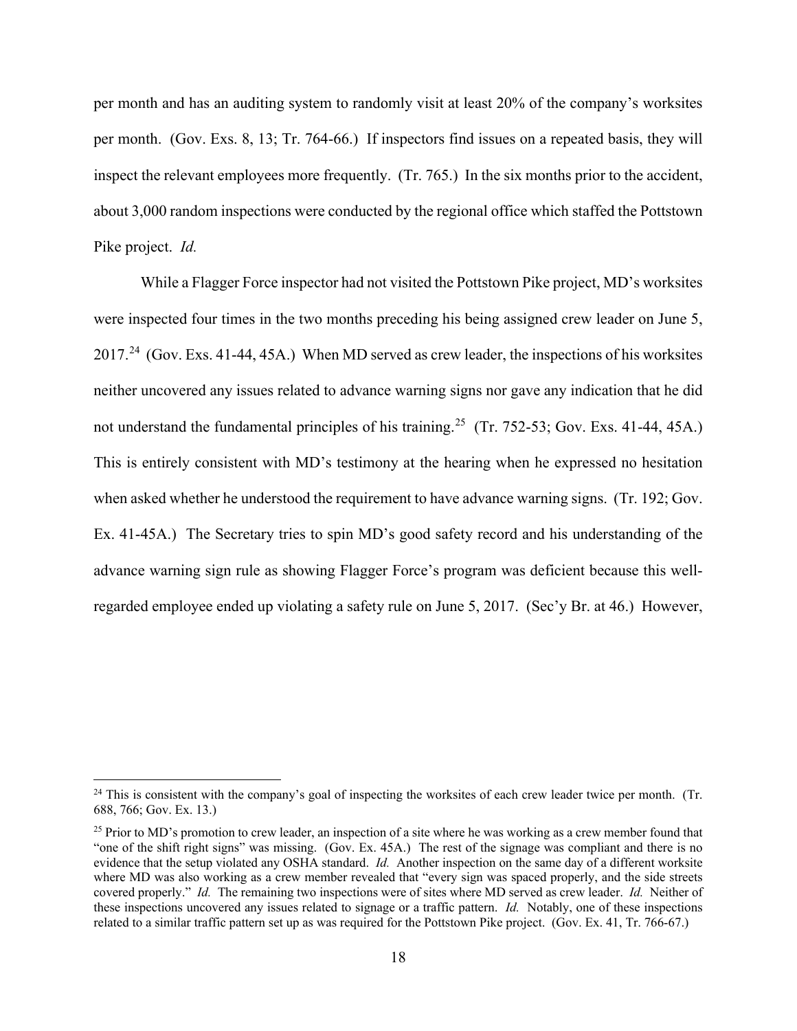per month and has an auditing system to randomly visit at least 20% of the company's worksites per month. (Gov. Exs. 8, 13; Tr. 764-66.) If inspectors find issues on a repeated basis, they will inspect the relevant employees more frequently. (Tr. 765.) In the six months prior to the accident, about 3,000 random inspections were conducted by the regional office which staffed the Pottstown Pike project. *Id.*

While a Flagger Force inspector had not visited the Pottstown Pike project, MD's worksites were inspected four times in the two months preceding his being assigned crew leader on June 5, 2017.[24] (Gov. Exs. 41-44, 45A.) When MD served as crew leader, the inspections of his worksites neither uncovered any issues related to advance warning signs nor gave any indication that he did not understand the fundamental principles of his training.[25] (Tr. 752-53; Gov. Exs. 41-44, 45A.) This is entirely consistent with MD's testimony at the hearing when he expressed no hesitation when asked whether he understood the requirement to have advance warning signs. (Tr. 192; Gov. Ex. 41-45A.) The Secretary tries to spin MD's good safety record and his understanding of the advance warning sign rule as showing Flagger Force's program was deficient because this well-regarded employee ended up violating a safety rule on June 5, 2017. (Sec'y Br. at 46.) However,

---

[24] This is consistent with the company's goal of inspecting the worksites of each crew leader twice per month. (Tr. 688, 766; Gov. Ex. 13.)

[25] Prior to MD's promotion to crew leader, an inspection of a site where he was working as a crew member found that "one of the shift right signs" was missing. (Gov. Ex. 45A.) The rest of the signage was compliant and there is no evidence that the setup violated any OSHA standard. *Id.* Another inspection on the same day of a different worksite where MD was also working as a crew member revealed that "every sign was spaced properly, and the side streets covered properly." *Id.* The remaining two inspections were of sites where MD served as crew leader. *Id.* Neither of these inspections uncovered any issues related to signage or a traffic pattern. *Id.* Notably, one of these inspections related to a similar traffic pattern set up as was required for the Pottstown Pike project. (Gov. Ex. 41, Tr. 766-67.)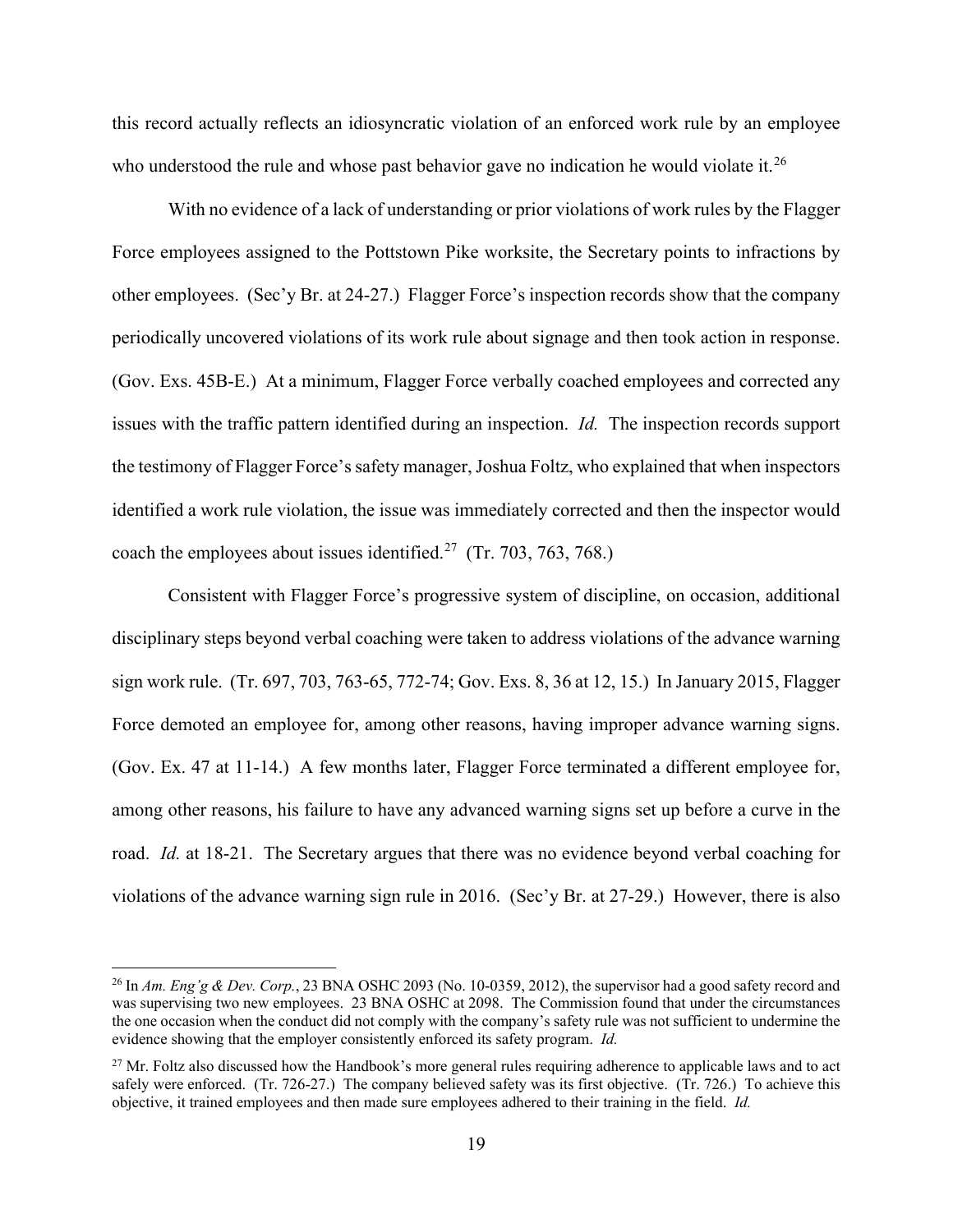this record actually reflects an idiosyncratic violation of an enforced work rule by an employee who understood the rule and whose past behavior gave no indication he would violate it.[26]

With no evidence of a lack of understanding or prior violations of work rules by the Flagger Force employees assigned to the Pottstown Pike worksite, the Secretary points to infractions by other employees. (Sec'y Br. at 24-27.) Flagger Force's inspection records show that the company periodically uncovered violations of its work rule about signage and then took action in response. (Gov. Exs. 45B-E.) At a minimum, Flagger Force verbally coached employees and corrected any issues with the traffic pattern identified during an inspection. *Id.* The inspection records support the testimony of Flagger Force's safety manager, Joshua Foltz, who explained that when inspectors identified a work rule violation, the issue was immediately corrected and then the inspector would coach the employees about issues identified.[27] (Tr. 703, 763, 768.)

Consistent with Flagger Force's progressive system of discipline, on occasion, additional disciplinary steps beyond verbal coaching were taken to address violations of the advance warning sign work rule. (Tr. 697, 703, 763-65, 772-74; Gov. Exs. 8, 36 at 12, 15.) In January 2015, Flagger Force demoted an employee for, among other reasons, having improper advance warning signs. (Gov. Ex. 47 at 11-14.) A few months later, Flagger Force terminated a different employee for, among other reasons, his failure to have any advanced warning signs set up before a curve in the road. *Id.* at 18-21. The Secretary argues that there was no evidence beyond verbal coaching for violations of the advance warning sign rule in 2016. (Sec'y Br. at 27-29.) However, there is also

[26] In *Am. Eng'g & Dev. Corp.*, 23 BNA OSHC 2093 (No. 10-0359, 2012), the supervisor had a good safety record and was supervising two new employees. 23 BNA OSHC at 2098. The Commission found that under the circumstances the one occasion when the conduct did not comply with the company's safety rule was not sufficient to undermine the evidence showing that the employer consistently enforced its safety program. *Id.*

[27] Mr. Foltz also discussed how the Handbook's more general rules requiring adherence to applicable laws and to act safely were enforced. (Tr. 726-27.) The company believed safety was its first objective. (Tr. 726.) To achieve this objective, it trained employees and then made sure employees adhered to their training in the field. *Id.*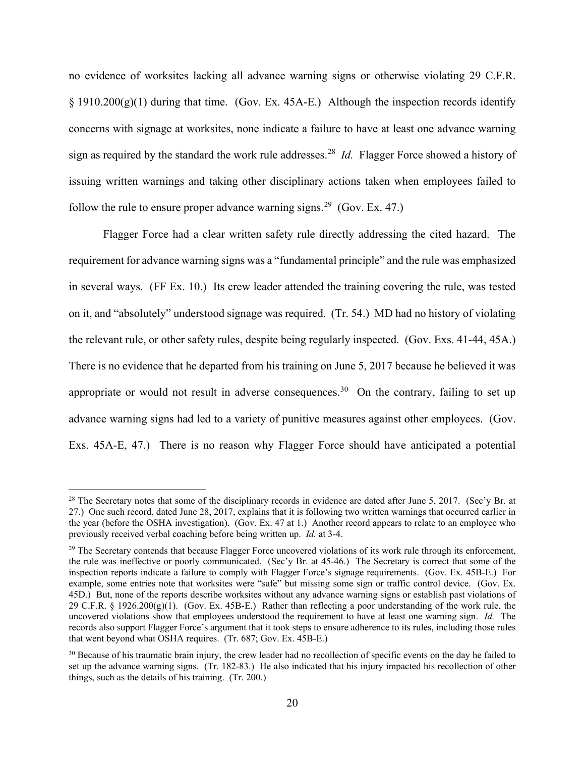no evidence of worksites lacking all advance warning signs or otherwise violating 29 C.F.R. § 1910.200(g)(1) during that time. (Gov. Ex. 45A-E.) Although the inspection records identify concerns with signage at worksites, none indicate a failure to have at least one advance warning sign as required by the standard the work rule addresses.[28] *Id.* Flagger Force showed a history of issuing written warnings and taking other disciplinary actions taken when employees failed to follow the rule to ensure proper advance warning signs.[29] (Gov. Ex. 47.)

Flagger Force had a clear written safety rule directly addressing the cited hazard. The requirement for advance warning signs was a "fundamental principle" and the rule was emphasized in several ways. (FF Ex. 10.) Its crew leader attended the training covering the rule, was tested on it, and "absolutely" understood signage was required. (Tr. 54.) MD had no history of violating the relevant rule, or other safety rules, despite being regularly inspected. (Gov. Exs. 41-44, 45A.) There is no evidence that he departed from his training on June 5, 2017 because he believed it was appropriate or would not result in adverse consequences.[30] On the contrary, failing to set up advance warning signs had led to a variety of punitive measures against other employees. (Gov. Exs. 45A-E, 47.) There is no reason why Flagger Force should have anticipated a potential

---

[28] The Secretary notes that some of the disciplinary records in evidence are dated after June 5, 2017. (Sec'y Br. at 27.) One such record, dated June 28, 2017, explains that it is following two written warnings that occurred earlier in the year (before the OSHA investigation). (Gov. Ex. 47 at 1.) Another record appears to relate to an employee who previously received verbal coaching before being written up. *Id.* at 3-4.

[29] The Secretary contends that because Flagger Force uncovered violations of its work rule through its enforcement, the rule was ineffective or poorly communicated. (Sec'y Br. at 45-46.) The Secretary is correct that some of the inspection reports indicate a failure to comply with Flagger Force's signage requirements. (Gov. Ex. 45B-E.) For example, some entries note that worksites were "safe" but missing some sign or traffic control device. (Gov. Ex. 45D.) But, none of the reports describe worksites without any advance warning signs or establish past violations of 29 C.F.R. § 1926.200(g)(1). (Gov. Ex. 45B-E.) Rather than reflecting a poor understanding of the work rule, the uncovered violations show that employees understood the requirement to have at least one warning sign. *Id.* The records also support Flagger Force's argument that it took steps to ensure adherence to its rules, including those rules that went beyond what OSHA requires. (Tr. 687; Gov. Ex. 45B-E.)

[30] Because of his traumatic brain injury, the crew leader had no recollection of specific events on the day he failed to set up the advance warning signs. (Tr. 182-83.) He also indicated that his injury impacted his recollection of other things, such as the details of his training. (Tr. 200.)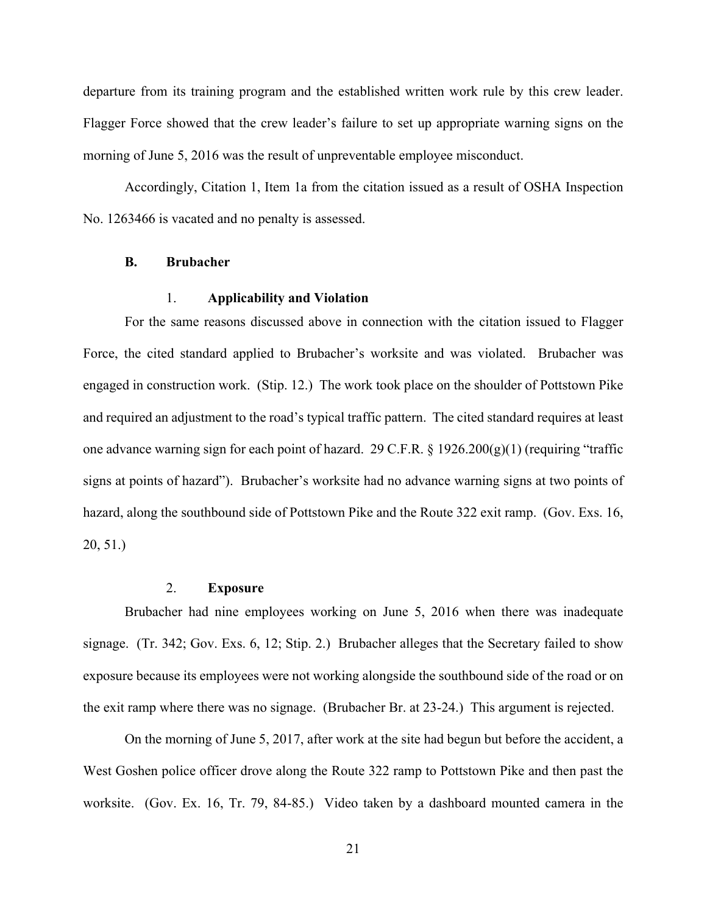departure from its training program and the established written work rule by this crew leader. Flagger Force showed that the crew leader's failure to set up appropriate warning signs on the morning of June 5, 2016 was the result of unpreventable employee misconduct.

Accordingly, Citation 1, Item 1a from the citation issued as a result of OSHA Inspection No. 1263466 is vacated and no penalty is assessed.

### B. Brubacher

#### 1. Applicability and Violation

For the same reasons discussed above in connection with the citation issued to Flagger Force, the cited standard applied to Brubacher's worksite and was violated. Brubacher was engaged in construction work. (Stip. 12.) The work took place on the shoulder of Pottstown Pike and required an adjustment to the road's typical traffic pattern. The cited standard requires at least one advance warning sign for each point of hazard. 29 C.F.R. § 1926.200(g)(1) (requiring "traffic signs at points of hazard"). Brubacher's worksite had no advance warning signs at two points of hazard, along the southbound side of Pottstown Pike and the Route 322 exit ramp. (Gov. Exs. 16, 20, 51.)

#### 2. Exposure

Brubacher had nine employees working on June 5, 2016 when there was inadequate signage. (Tr. 342; Gov. Exs. 6, 12; Stip. 2.) Brubacher alleges that the Secretary failed to show exposure because its employees were not working alongside the southbound side of the road or on the exit ramp where there was no signage. (Brubacher Br. at 23-24.) This argument is rejected.

On the morning of June 5, 2017, after work at the site had begun but before the accident, a West Goshen police officer drove along the Route 322 ramp to Pottstown Pike and then past the worksite. (Gov. Ex. 16, Tr. 79, 84-85.) Video taken by a dashboard mounted camera in the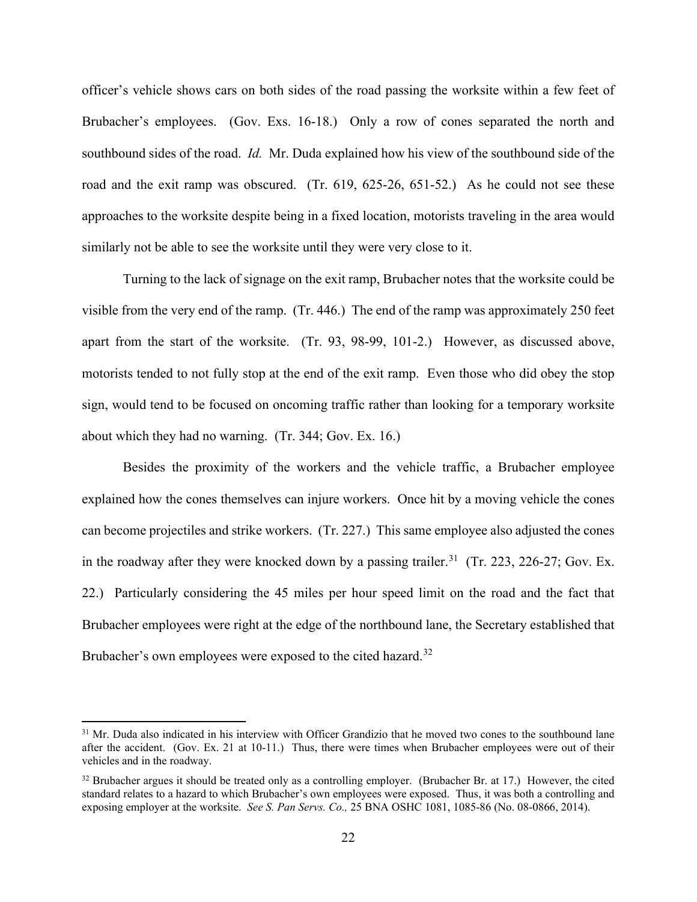officer's vehicle shows cars on both sides of the road passing the worksite within a few feet of Brubacher's employees. (Gov. Exs. 16-18.) Only a row of cones separated the north and southbound sides of the road. *Id.* Mr. Duda explained how his view of the southbound side of the road and the exit ramp was obscured. (Tr. 619, 625-26, 651-52.) As he could not see these approaches to the worksite despite being in a fixed location, motorists traveling in the area would similarly not be able to see the worksite until they were very close to it.

Turning to the lack of signage on the exit ramp, Brubacher notes that the worksite could be visible from the very end of the ramp. (Tr. 446.) The end of the ramp was approximately 250 feet apart from the start of the worksite. (Tr. 93, 98-99, 101-2.) However, as discussed above, motorists tended to not fully stop at the end of the exit ramp. Even those who did obey the stop sign, would tend to be focused on oncoming traffic rather than looking for a temporary worksite about which they had no warning. (Tr. 344; Gov. Ex. 16.)

Besides the proximity of the workers and the vehicle traffic, a Brubacher employee explained how the cones themselves can injure workers. Once hit by a moving vehicle the cones can become projectiles and strike workers. (Tr. 227.) This same employee also adjusted the cones in the roadway after they were knocked down by a passing trailer.[31] (Tr. 223, 226-27; Gov. Ex. 22.) Particularly considering the 45 miles per hour speed limit on the road and the fact that Brubacher employees were right at the edge of the northbound lane, the Secretary established that Brubacher's own employees were exposed to the cited hazard.[32]

---

[31] Mr. Duda also indicated in his interview with Officer Grandizio that he moved two cones to the southbound lane after the accident. (Gov. Ex. 21 at 10-11.) Thus, there were times when Brubacher employees were out of their vehicles and in the roadway.

[32] Brubacher argues it should be treated only as a controlling employer. (Brubacher Br. at 17.) However, the cited standard relates to a hazard to which Brubacher's own employees were exposed. Thus, it was both a controlling and exposing employer at the worksite. *See S. Pan Servs. Co.,* 25 BNA OSHC 1081, 1085-86 (No. 08-0866, 2014).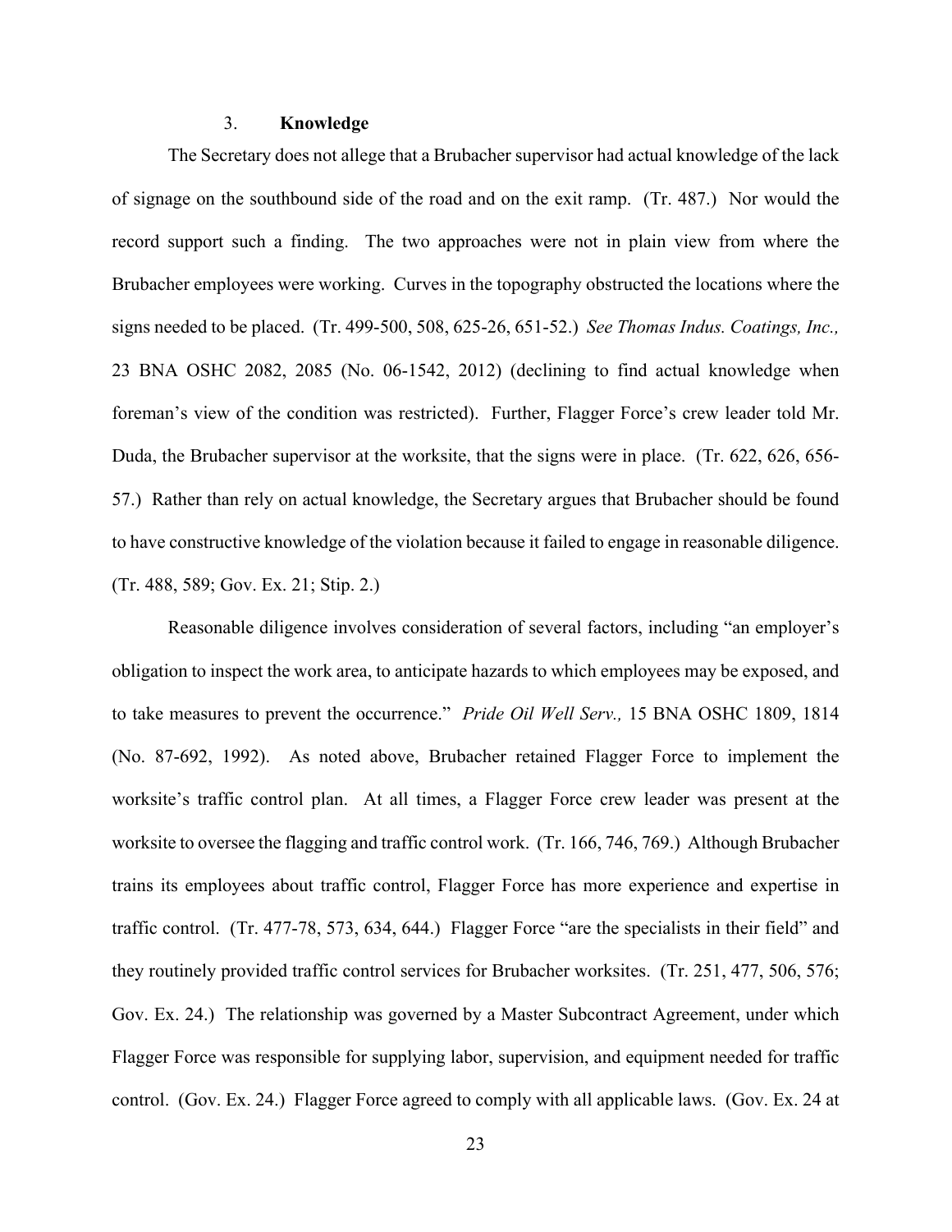### 3. **Knowledge**

The Secretary does not allege that a Brubacher supervisor had actual knowledge of the lack of signage on the southbound side of the road and on the exit ramp. (Tr. 487.) Nor would the record support such a finding. The two approaches were not in plain view from where the Brubacher employees were working. Curves in the topography obstructed the locations where the signs needed to be placed. (Tr. 499-500, 508, 625-26, 651-52.) *See Thomas Indus. Coatings, Inc.,* 23 BNA OSHC 2082, 2085 (No. 06-1542, 2012) (declining to find actual knowledge when foreman's view of the condition was restricted). Further, Flagger Force's crew leader told Mr. Duda, the Brubacher supervisor at the worksite, that the signs were in place. (Tr. 622, 626, 656-57.) Rather than rely on actual knowledge, the Secretary argues that Brubacher should be found to have constructive knowledge of the violation because it failed to engage in reasonable diligence. (Tr. 488, 589; Gov. Ex. 21; Stip. 2.)

Reasonable diligence involves consideration of several factors, including "an employer's obligation to inspect the work area, to anticipate hazards to which employees may be exposed, and to take measures to prevent the occurrence." *Pride Oil Well Serv.,* 15 BNA OSHC 1809, 1814 (No. 87-692, 1992). As noted above, Brubacher retained Flagger Force to implement the worksite's traffic control plan. At all times, a Flagger Force crew leader was present at the worksite to oversee the flagging and traffic control work. (Tr. 166, 746, 769.) Although Brubacher trains its employees about traffic control, Flagger Force has more experience and expertise in traffic control. (Tr. 477-78, 573, 634, 644.) Flagger Force "are the specialists in their field" and they routinely provided traffic control services for Brubacher worksites. (Tr. 251, 477, 506, 576; Gov. Ex. 24.) The relationship was governed by a Master Subcontract Agreement, under which Flagger Force was responsible for supplying labor, supervision, and equipment needed for traffic control. (Gov. Ex. 24.) Flagger Force agreed to comply with all applicable laws. (Gov. Ex. 24 at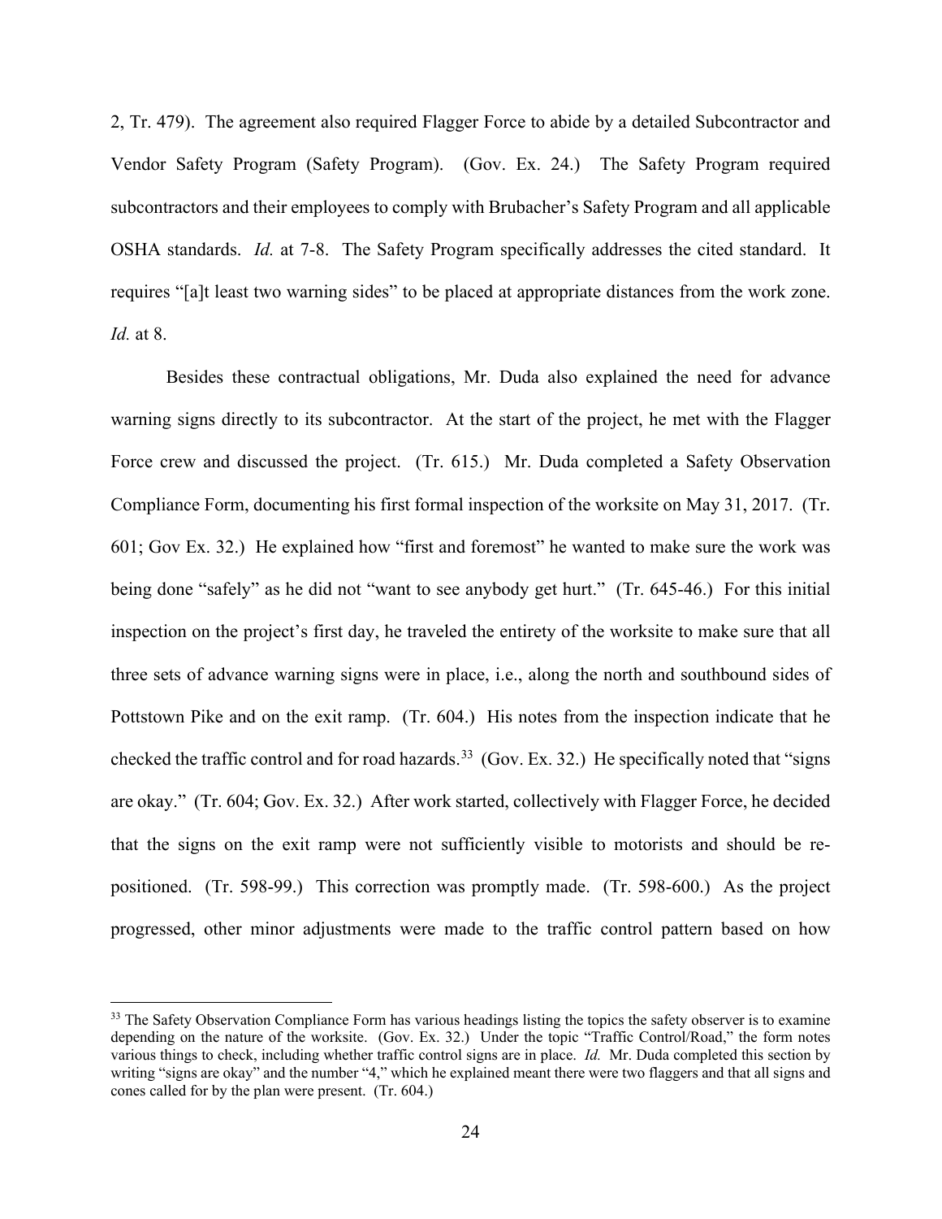2, Tr. 479). The agreement also required Flagger Force to abide by a detailed Subcontractor and Vendor Safety Program (Safety Program). (Gov. Ex. 24.) The Safety Program required subcontractors and their employees to comply with Brubacher's Safety Program and all applicable OSHA standards. *Id.* at 7-8. The Safety Program specifically addresses the cited standard. It requires "[a]t least two warning sides" to be placed at appropriate distances from the work zone. *Id.* at 8.

Besides these contractual obligations, Mr. Duda also explained the need for advance warning signs directly to its subcontractor. At the start of the project, he met with the Flagger Force crew and discussed the project. (Tr. 615.) Mr. Duda completed a Safety Observation Compliance Form, documenting his first formal inspection of the worksite on May 31, 2017. (Tr. 601; Gov Ex. 32.) He explained how "first and foremost" he wanted to make sure the work was being done "safely" as he did not "want to see anybody get hurt." (Tr. 645-46.) For this initial inspection on the project's first day, he traveled the entirety of the worksite to make sure that all three sets of advance warning signs were in place, i.e., along the north and southbound sides of Pottstown Pike and on the exit ramp. (Tr. 604.) His notes from the inspection indicate that he checked the traffic control and for road hazards.[33] (Gov. Ex. 32.) He specifically noted that "signs are okay." (Tr. 604; Gov. Ex. 32.) After work started, collectively with Flagger Force, he decided that the signs on the exit ramp were not sufficiently visible to motorists and should be re-positioned. (Tr. 598-99.) This correction was promptly made. (Tr. 598-600.) As the project progressed, other minor adjustments were made to the traffic control pattern based on how

[33] The Safety Observation Compliance Form has various headings listing the topics the safety observer is to examine depending on the nature of the worksite. (Gov. Ex. 32.) Under the topic "Traffic Control/Road," the form notes various things to check, including whether traffic control signs are in place. *Id.* Mr. Duda completed this section by writing "signs are okay" and the number "4," which he explained meant there were two flaggers and that all signs and cones called for by the plan were present. (Tr. 604.)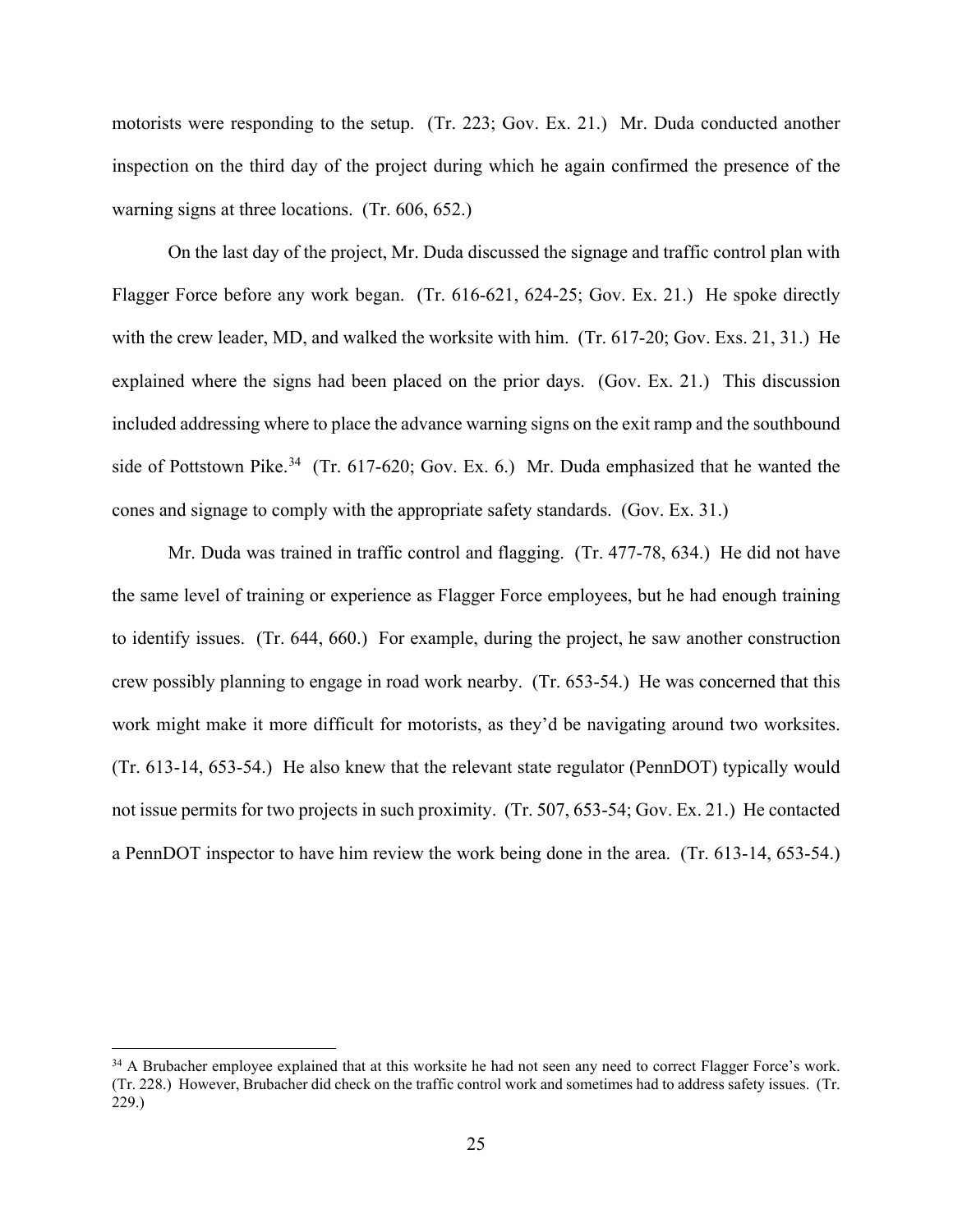motorists were responding to the setup. (Tr. 223; Gov. Ex. 21.) Mr. Duda conducted another inspection on the third day of the project during which he again confirmed the presence of the warning signs at three locations. (Tr. 606, 652.)

On the last day of the project, Mr. Duda discussed the signage and traffic control plan with Flagger Force before any work began. (Tr. 616-621, 624-25; Gov. Ex. 21.) He spoke directly with the crew leader, MD, and walked the worksite with him. (Tr. 617-20; Gov. Exs. 21, 31.) He explained where the signs had been placed on the prior days. (Gov. Ex. 21.) This discussion included addressing where to place the advance warning signs on the exit ramp and the southbound side of Pottstown Pike.[34] (Tr. 617-620; Gov. Ex. 6.) Mr. Duda emphasized that he wanted the cones and signage to comply with the appropriate safety standards. (Gov. Ex. 31.)

Mr. Duda was trained in traffic control and flagging. (Tr. 477-78, 634.) He did not have the same level of training or experience as Flagger Force employees, but he had enough training to identify issues. (Tr. 644, 660.) For example, during the project, he saw another construction crew possibly planning to engage in road work nearby. (Tr. 653-54.) He was concerned that this work might make it more difficult for motorists, as they'd be navigating around two worksites. (Tr. 613-14, 653-54.) He also knew that the relevant state regulator (PennDOT) typically would not issue permits for two projects in such proximity. (Tr. 507, 653-54; Gov. Ex. 21.) He contacted a PennDOT inspector to have him review the work being done in the area. (Tr. 613-14, 653-54.)

[34] A Brubacher employee explained that at this worksite he had not seen any need to correct Flagger Force's work. (Tr. 228.) However, Brubacher did check on the traffic control work and sometimes had to address safety issues. (Tr. 229.)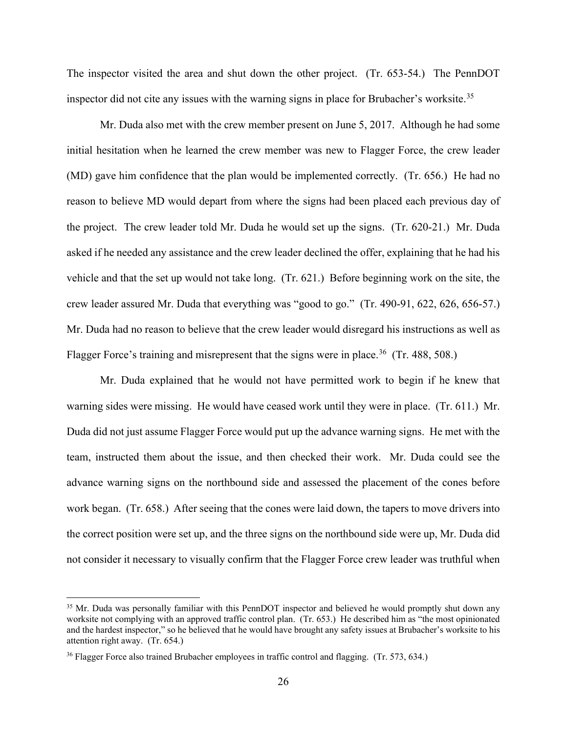The inspector visited the area and shut down the other project. (Tr. 653-54.) The PennDOT inspector did not cite any issues with the warning signs in place for Brubacher's worksite.[35]

Mr. Duda also met with the crew member present on June 5, 2017. Although he had some initial hesitation when he learned the crew member was new to Flagger Force, the crew leader (MD) gave him confidence that the plan would be implemented correctly. (Tr. 656.) He had no reason to believe MD would depart from where the signs had been placed each previous day of the project. The crew leader told Mr. Duda he would set up the signs. (Tr. 620-21.) Mr. Duda asked if he needed any assistance and the crew leader declined the offer, explaining that he had his vehicle and that the set up would not take long. (Tr. 621.) Before beginning work on the site, the crew leader assured Mr. Duda that everything was "good to go." (Tr. 490-91, 622, 626, 656-57.) Mr. Duda had no reason to believe that the crew leader would disregard his instructions as well as Flagger Force's training and misrepresent that the signs were in place.[36] (Tr. 488, 508.)

Mr. Duda explained that he would not have permitted work to begin if he knew that warning sides were missing. He would have ceased work until they were in place. (Tr. 611.) Mr. Duda did not just assume Flagger Force would put up the advance warning signs. He met with the team, instructed them about the issue, and then checked their work. Mr. Duda could see the advance warning signs on the northbound side and assessed the placement of the cones before work began. (Tr. 658.) After seeing that the cones were laid down, the tapers to move drivers into the correct position were set up, and the three signs on the northbound side were up, Mr. Duda did not consider it necessary to visually confirm that the Flagger Force crew leader was truthful when

---

[35] Mr. Duda was personally familiar with this PennDOT inspector and believed he would promptly shut down any worksite not complying with an approved traffic control plan. (Tr. 653.) He described him as "the most opinionated and the hardest inspector," so he believed that he would have brought any safety issues at Brubacher's worksite to his attention right away. (Tr. 654.)

[36] Flagger Force also trained Brubacher employees in traffic control and flagging. (Tr. 573, 634.)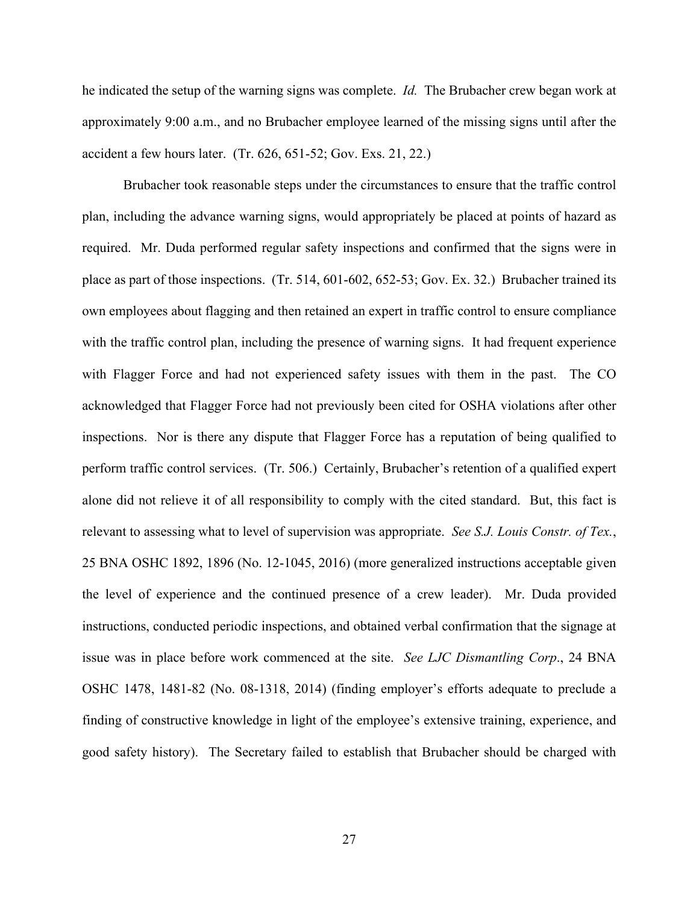he indicated the setup of the warning signs was complete. *Id.* The Brubacher crew began work at approximately 9:00 a.m., and no Brubacher employee learned of the missing signs until after the accident a few hours later. (Tr. 626, 651-52; Gov. Exs. 21, 22.)

Brubacher took reasonable steps under the circumstances to ensure that the traffic control plan, including the advance warning signs, would appropriately be placed at points of hazard as required. Mr. Duda performed regular safety inspections and confirmed that the signs were in place as part of those inspections. (Tr. 514, 601-602, 652-53; Gov. Ex. 32.) Brubacher trained its own employees about flagging and then retained an expert in traffic control to ensure compliance with the traffic control plan, including the presence of warning signs. It had frequent experience with Flagger Force and had not experienced safety issues with them in the past. The CO acknowledged that Flagger Force had not previously been cited for OSHA violations after other inspections. Nor is there any dispute that Flagger Force has a reputation of being qualified to perform traffic control services. (Tr. 506.) Certainly, Brubacher's retention of a qualified expert alone did not relieve it of all responsibility to comply with the cited standard. But, this fact is relevant to assessing what to level of supervision was appropriate. *See S.J. Louis Constr. of Tex.*, 25 BNA OSHC 1892, 1896 (No. 12-1045, 2016) (more generalized instructions acceptable given the level of experience and the continued presence of a crew leader). Mr. Duda provided instructions, conducted periodic inspections, and obtained verbal confirmation that the signage at issue was in place before work commenced at the site. *See LJC Dismantling Corp*., 24 BNA OSHC 1478, 1481-82 (No. 08-1318, 2014) (finding employer's efforts adequate to preclude a finding of constructive knowledge in light of the employee's extensive training, experience, and good safety history). The Secretary failed to establish that Brubacher should be charged with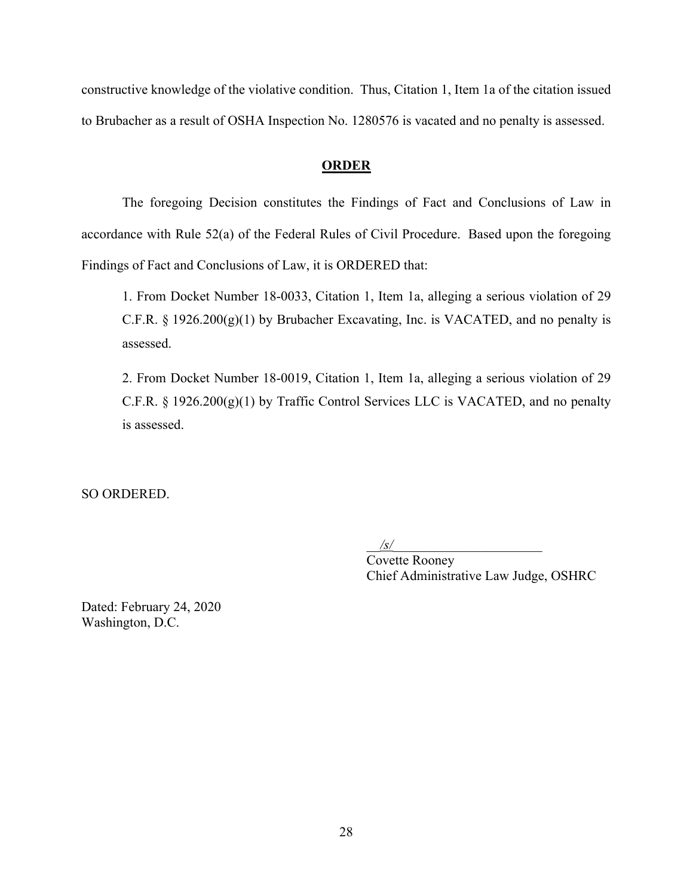constructive knowledge of the violative condition. Thus, Citation 1, Item 1a of the citation issued to Brubacher as a result of OSHA Inspection No. 1280576 is vacated and no penalty is assessed.

## ORDER

The foregoing Decision constitutes the Findings of Fact and Conclusions of Law in accordance with Rule 52(a) of the Federal Rules of Civil Procedure. Based upon the foregoing Findings of Fact and Conclusions of Law, it is ORDERED that:

1. From Docket Number 18-0033, Citation 1, Item 1a, alleging a serious violation of 29 C.F.R. § 1926.200(g)(1) by Brubacher Excavating, Inc. is VACATED, and no penalty is assessed.

2. From Docket Number 18-0019, Citation 1, Item 1a, alleging a serious violation of 29 C.F.R. § 1926.200(g)(1) by Traffic Control Services LLC is VACATED, and no penalty is assessed.

SO ORDERED.

*/s/*
Covette Rooney
Chief Administrative Law Judge, OSHRC

Dated: February 24, 2020
Washington, D.C.